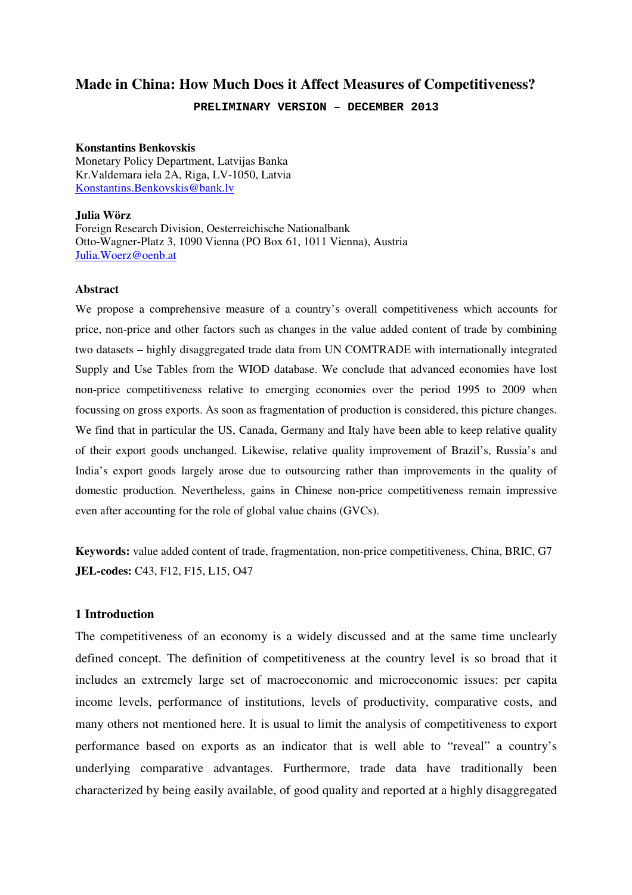# Made in China: How Much Does it Affect Measures of Competitiveness?

**PRELIMINARY VERSION – DECEMBER 2013**

**Konstantins Benkovskis**
Monetary Policy Department, Latvijas Banka
Kr.Valdemara iela 2A, Riga, LV-1050, Latvia
Konstantins.Benkovskis@bank.lv

**Julia Wörz**
Foreign Research Division, Oesterreichische Nationalbank
Otto-Wagner-Platz 3, 1090 Vienna (PO Box 61, 1011 Vienna), Austria
Julia.Woerz@oenb.at

## Abstract

We propose a comprehensive measure of a country's overall competitiveness which accounts for price, non-price and other factors such as changes in the value added content of trade by combining two datasets – highly disaggregated trade data from UN COMTRADE with internationally integrated Supply and Use Tables from the WIOD database. We conclude that advanced economies have lost non-price competitiveness relative to emerging economies over the period 1995 to 2009 when focussing on gross exports. As soon as fragmentation of production is considered, this picture changes. We find that in particular the US, Canada, Germany and Italy have been able to keep relative quality of their export goods unchanged. Likewise, relative quality improvement of Brazil's, Russia's and India's export goods largely arose due to outsourcing rather than improvements in the quality of domestic production. Nevertheless, gains in Chinese non-price competitiveness remain impressive even after accounting for the role of global value chains (GVCs).

**Keywords:** value added content of trade, fragmentation, non-price competitiveness, China, BRIC, G7
**JEL-codes:** C43, F12, F15, L15, O47

## 1 Introduction

The competitiveness of an economy is a widely discussed and at the same time unclearly defined concept. The definition of competitiveness at the country level is so broad that it includes an extremely large set of macroeconomic and microeconomic issues: per capita income levels, performance of institutions, levels of productivity, comparative costs, and many others not mentioned here. It is usual to limit the analysis of competitiveness to export performance based on exports as an indicator that is well able to "reveal" a country's underlying comparative advantages. Furthermore, trade data have traditionally been characterized by being easily available, of good quality and reported at a highly disaggregated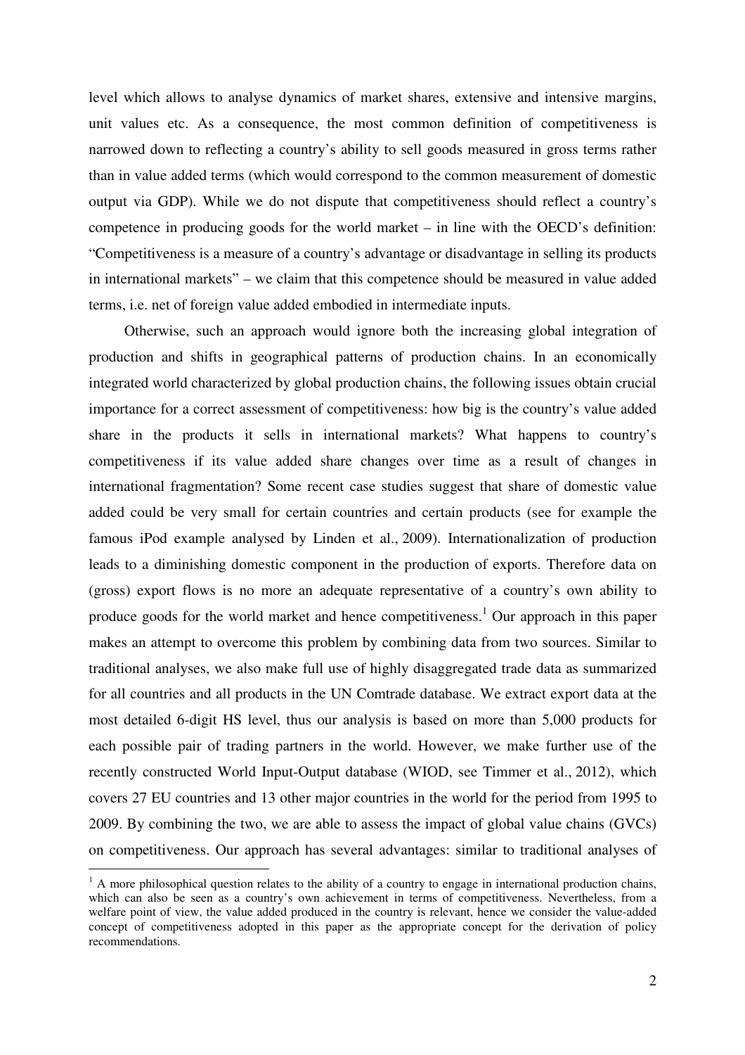level which allows to analyse dynamics of market shares, extensive and intensive margins, unit values etc. As a consequence, the most common definition of competitiveness is narrowed down to reflecting a country's ability to sell goods measured in gross terms rather than in value added terms (which would correspond to the common measurement of domestic output via GDP). While we do not dispute that competitiveness should reflect a country's competence in producing goods for the world market – in line with the OECD's definition: "Competitiveness is a measure of a country's advantage or disadvantage in selling its products in international markets" – we claim that this competence should be measured in value added terms, i.e. net of foreign value added embodied in intermediate inputs.

Otherwise, such an approach would ignore both the increasing global integration of production and shifts in geographical patterns of production chains. In an economically integrated world characterized by global production chains, the following issues obtain crucial importance for a correct assessment of competitiveness: how big is the country's value added share in the products it sells in international markets? What happens to country's competitiveness if its value added share changes over time as a result of changes in international fragmentation? Some recent case studies suggest that share of domestic value added could be very small for certain countries and certain products (see for example the famous iPod example analysed by Linden et al., 2009). Internationalization of production leads to a diminishing domestic component in the production of exports. Therefore data on (gross) export flows is no more an adequate representative of a country's own ability to produce goods for the world market and hence competitiveness.[1] Our approach in this paper makes an attempt to overcome this problem by combining data from two sources. Similar to traditional analyses, we also make full use of highly disaggregated trade data as summarized for all countries and all products in the UN Comtrade database. We extract export data at the most detailed 6-digit HS level, thus our analysis is based on more than 5,000 products for each possible pair of trading partners in the world. However, we make further use of the recently constructed World Input-Output database (WIOD, see Timmer et al., 2012), which covers 27 EU countries and 13 other major countries in the world for the period from 1995 to 2009. By combining the two, we are able to assess the impact of global value chains (GVCs) on competitiveness. Our approach has several advantages: similar to traditional analyses of

[1] A more philosophical question relates to the ability of a country to engage in international production chains, which can also be seen as a country's own achievement in terms of competitiveness. Nevertheless, from a welfare point of view, the value added produced in the country is relevant, hence we consider the value-added concept of competitiveness adopted in this paper as the appropriate concept for the derivation of policy recommendations.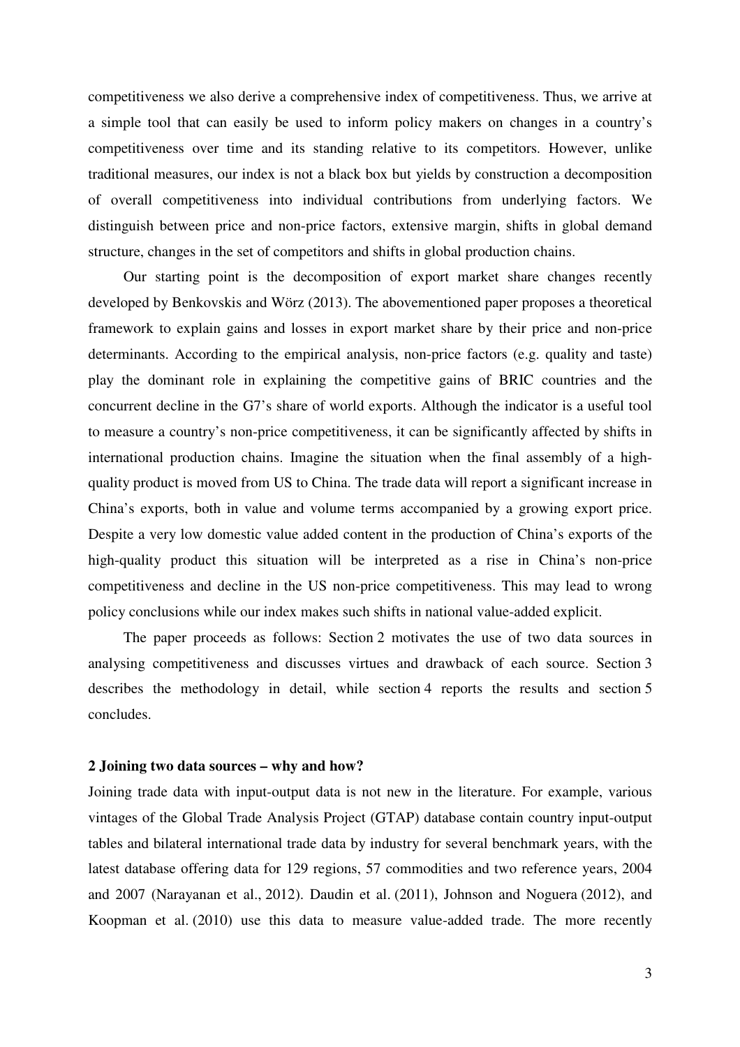competitiveness we also derive a comprehensive index of competitiveness. Thus, we arrive at a simple tool that can easily be used to inform policy makers on changes in a country's competitiveness over time and its standing relative to its competitors. However, unlike traditional measures, our index is not a black box but yields by construction a decomposition of overall competitiveness into individual contributions from underlying factors. We distinguish between price and non-price factors, extensive margin, shifts in global demand structure, changes in the set of competitors and shifts in global production chains.

Our starting point is the decomposition of export market share changes recently developed by Benkovskis and Wörz (2013). The abovementioned paper proposes a theoretical framework to explain gains and losses in export market share by their price and non-price determinants. According to the empirical analysis, non-price factors (e.g. quality and taste) play the dominant role in explaining the competitive gains of BRIC countries and the concurrent decline in the G7's share of world exports. Although the indicator is a useful tool to measure a country's non-price competitiveness, it can be significantly affected by shifts in international production chains. Imagine the situation when the final assembly of a high-quality product is moved from US to China. The trade data will report a significant increase in China's exports, both in value and volume terms accompanied by a growing export price. Despite a very low domestic value added content in the production of China's exports of the high-quality product this situation will be interpreted as a rise in China's non-price competitiveness and decline in the US non-price competitiveness. This may lead to wrong policy conclusions while our index makes such shifts in national value-added explicit.

The paper proceeds as follows: Section 2 motivates the use of two data sources in analysing competitiveness and discusses virtues and drawback of each source. Section 3 describes the methodology in detail, while section 4 reports the results and section 5 concludes.

## 2 Joining two data sources – why and how?

Joining trade data with input-output data is not new in the literature. For example, various vintages of the Global Trade Analysis Project (GTAP) database contain country input-output tables and bilateral international trade data by industry for several benchmark years, with the latest database offering data for 129 regions, 57 commodities and two reference years, 2004 and 2007 (Narayanan et al., 2012). Daudin et al. (2011), Johnson and Noguera (2012), and Koopman et al. (2010) use this data to measure value-added trade. The more recently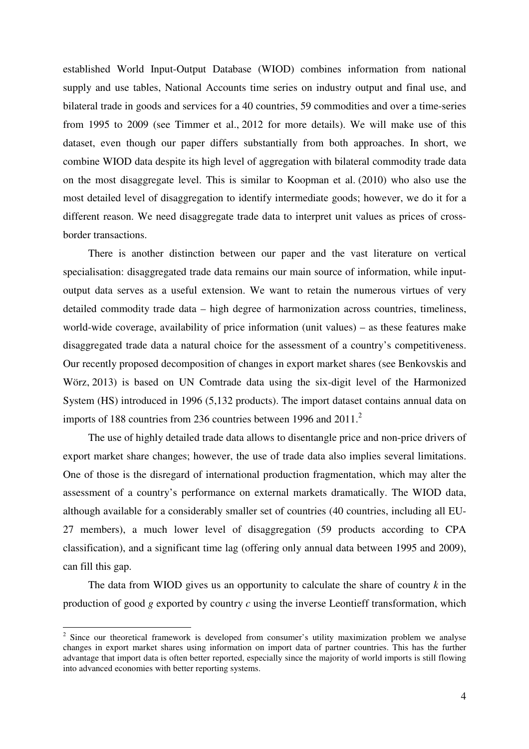established World Input-Output Database (WIOD) combines information from national supply and use tables, National Accounts time series on industry output and final use, and bilateral trade in goods and services for a 40 countries, 59 commodities and over a time-series from 1995 to 2009 (see Timmer et al., 2012 for more details). We will make use of this dataset, even though our paper differs substantially from both approaches. In short, we combine WIOD data despite its high level of aggregation with bilateral commodity trade data on the most disaggregate level. This is similar to Koopman et al. (2010) who also use the most detailed level of disaggregation to identify intermediate goods; however, we do it for a different reason. We need disaggregate trade data to interpret unit values as prices of cross-border transactions.

There is another distinction between our paper and the vast literature on vertical specialisation: disaggregated trade data remains our main source of information, while input-output data serves as a useful extension. We want to retain the numerous virtues of very detailed commodity trade data – high degree of harmonization across countries, timeliness, world-wide coverage, availability of price information (unit values) – as these features make disaggregated trade data a natural choice for the assessment of a country's competitiveness. Our recently proposed decomposition of changes in export market shares (see Benkovskis and Wörz, 2013) is based on UN Comtrade data using the six-digit level of the Harmonized System (HS) introduced in 1996 (5,132 products). The import dataset contains annual data on imports of 188 countries from 236 countries between 1996 and 2011.[2]

The use of highly detailed trade data allows to disentangle price and non-price drivers of export market share changes; however, the use of trade data also implies several limitations. One of those is the disregard of international production fragmentation, which may alter the assessment of a country's performance on external markets dramatically. The WIOD data, although available for a considerably smaller set of countries (40 countries, including all EU-27 members), a much lower level of disaggregation (59 products according to CPA classification), and a significant time lag (offering only annual data between 1995 and 2009), can fill this gap.

The data from WIOD gives us an opportunity to calculate the share of country $k$ in the production of good $g$ exported by country $c$ using the inverse Leontieff transformation, which

[2] Since our theoretical framework is developed from consumer's utility maximization problem we analyse changes in export market shares using information on import data of partner countries. This has the further advantage that import data is often better reported, especially since the majority of world imports is still flowing into advanced economies with better reporting systems.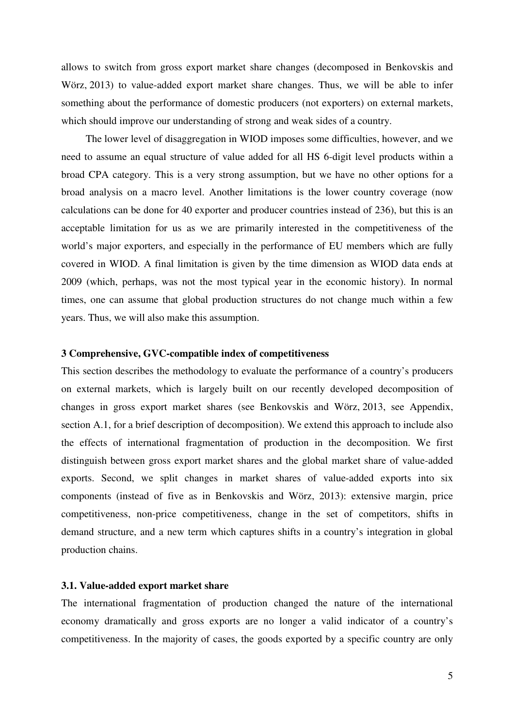allows to switch from gross export market share changes (decomposed in Benkovskis and Wörz, 2013) to value-added export market share changes. Thus, we will be able to infer something about the performance of domestic producers (not exporters) on external markets, which should improve our understanding of strong and weak sides of a country.

The lower level of disaggregation in WIOD imposes some difficulties, however, and we need to assume an equal structure of value added for all HS 6-digit level products within a broad CPA category. This is a very strong assumption, but we have no other options for a broad analysis on a macro level. Another limitations is the lower country coverage (now calculations can be done for 40 exporter and producer countries instead of 236), but this is an acceptable limitation for us as we are primarily interested in the competitiveness of the world's major exporters, and especially in the performance of EU members which are fully covered in WIOD. A final limitation is given by the time dimension as WIOD data ends at 2009 (which, perhaps, was not the most typical year in the economic history). In normal times, one can assume that global production structures do not change much within a few years. Thus, we will also make this assumption.

## 3 Comprehensive, GVC-compatible index of competitiveness

This section describes the methodology to evaluate the performance of a country's producers on external markets, which is largely built on our recently developed decomposition of changes in gross export market shares (see Benkovskis and Wörz, 2013, see Appendix, section A.1, for a brief description of decomposition). We extend this approach to include also the effects of international fragmentation of production in the decomposition. We first distinguish between gross export market shares and the global market share of value-added exports. Second, we split changes in market shares of value-added exports into six components (instead of five as in Benkovskis and Wörz, 2013): extensive margin, price competitiveness, non-price competitiveness, change in the set of competitors, shifts in demand structure, and a new term which captures shifts in a country's integration in global production chains.

### 3.1. Value-added export market share

The international fragmentation of production changed the nature of the international economy dramatically and gross exports are no longer a valid indicator of a country's competitiveness. In the majority of cases, the goods exported by a specific country are only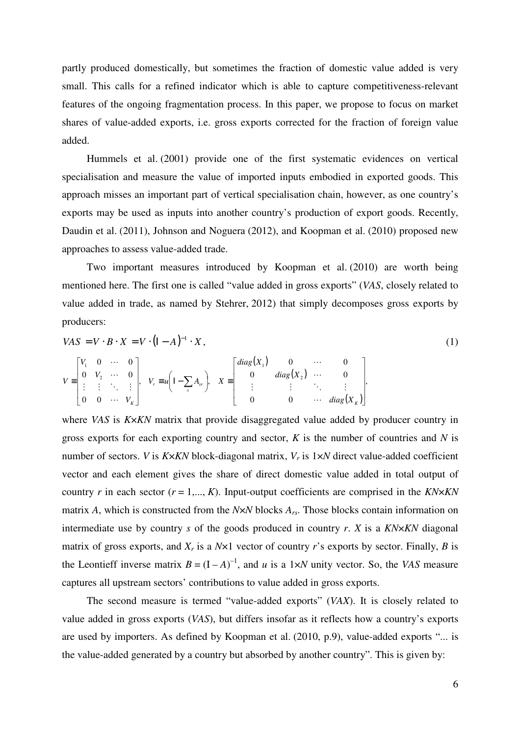partly produced domestically, but sometimes the fraction of domestic value added is very small. This calls for a refined indicator which is able to capture competitiveness-relevant features of the ongoing fragmentation process. In this paper, we propose to focus on market shares of value-added exports, i.e. gross exports corrected for the fraction of foreign value added.

Hummels et al. (2001) provide one of the first systematic evidences on vertical specialisation and measure the value of imported inputs embodied in exported goods. This approach misses an important part of vertical specialisation chain, however, as one country's exports may be used as inputs into another country's production of export goods. Recently, Daudin et al. (2011), Johnson and Noguera (2012), and Koopman et al. (2010) proposed new approaches to assess value-added trade.

Two important measures introduced by Koopman et al. (2010) are worth being mentioned here. The first one is called "value added in gross exports" (*VAS*, closely related to value added in trade, as named by Stehrer, 2012) that simply decomposes gross exports by producers:

$$VAS = V \cdot B \cdot X = V \cdot (\mathrm{I} - A)^{-1} \cdot X, \tag{1}$$

$$V \equiv \begin{bmatrix} V_1 & 0 & \cdots & 0 \\ 0 & V_2 & \cdots & 0 \\ \vdots & \vdots & \ddots & \vdots \\ 0 & 0 & \cdots & V_K \end{bmatrix}, \quad V_r \equiv u\left(\mathrm{I} - \sum_s A_{sr}\right), \quad X \equiv \begin{bmatrix} diag(X_1) & 0 & \cdots & 0 \\ 0 & diag(X_2) & \cdots & 0 \\ \vdots & \vdots & \ddots & \vdots \\ 0 & 0 & \cdots & diag(X_K) \end{bmatrix},$$

where *VAS* is $K \times KN$ matrix that provide disaggregated value added by producer country in gross exports for each exporting country and sector, $K$ is the number of countries and $N$ is number of sectors. $V$ is $K \times KN$ block-diagonal matrix, $V_r$ is $1 \times N$ direct value-added coefficient vector and each element gives the share of direct domestic value added in total output of country $r$ in each sector ($r = 1,..., K$). Input-output coefficients are comprised in the $KN \times KN$ matrix $A$, which is constructed from the $N \times N$ blocks $A_{rs}$. Those blocks contain information on intermediate use by country $s$ of the goods produced in country $r$. $X$ is a $KN \times KN$ diagonal matrix of gross exports, and $X_r$ is a $N \times 1$ vector of country $r$'s exports by sector. Finally, $B$ is the Leontieff inverse matrix $B = (\mathrm{I} - A)^{-1}$, and $u$ is a $1 \times N$ unity vector. So, the *VAS* measure captures all upstream sectors' contributions to value added in gross exports.

The second measure is termed "value-added exports" (*VAX*). It is closely related to value added in gross exports (*VAS*), but differs insofar as it reflects how a country's exports are used by importers. As defined by Koopman et al. (2010, p.9), value-added exports "... is the value-added generated by a country but absorbed by another country". This is given by: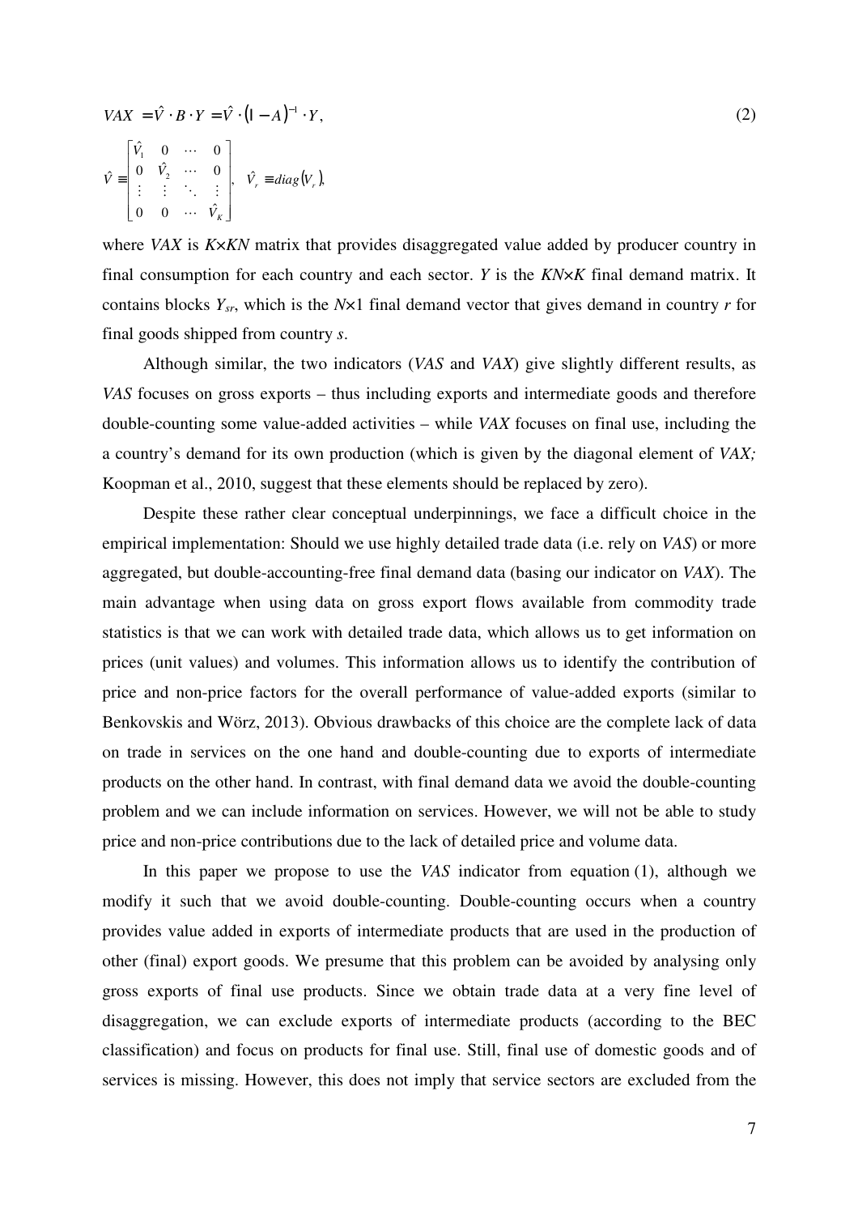$$VAX = \hat{V} \cdot B \cdot Y = \hat{V} \cdot (I - A)^{-1} \cdot Y, \tag{2}$$

$$\hat{V} \equiv \begin{bmatrix} \hat{V}_1 & 0 & \cdots & 0 \\ 0 & \hat{V}_2 & \cdots & 0 \\ \vdots & \vdots & \ddots & \vdots \\ 0 & 0 & \cdots & \hat{V}_K \end{bmatrix}, \quad \hat{V}_r \equiv diag(V_r),$$

where *VAX* is $K \times KN$ matrix that provides disaggregated value added by producer country in final consumption for each country and each sector. *Y* is the $KN \times K$ final demand matrix. It contains blocks $Y_{sr}$, which is the $N \times 1$ final demand vector that gives demand in country *r* for final goods shipped from country *s*.

Although similar, the two indicators (*VAS* and *VAX*) give slightly different results, as *VAS* focuses on gross exports – thus including exports and intermediate goods and therefore double-counting some value-added activities – while *VAX* focuses on final use, including the a country's demand for its own production (which is given by the diagonal element of *VAX;* Koopman et al., 2010, suggest that these elements should be replaced by zero).

Despite these rather clear conceptual underpinnings, we face a difficult choice in the empirical implementation: Should we use highly detailed trade data (i.e. rely on *VAS*) or more aggregated, but double-accounting-free final demand data (basing our indicator on *VAX*). The main advantage when using data on gross export flows available from commodity trade statistics is that we can work with detailed trade data, which allows us to get information on prices (unit values) and volumes. This information allows us to identify the contribution of price and non-price factors for the overall performance of value-added exports (similar to Benkovskis and Wörz, 2013). Obvious drawbacks of this choice are the complete lack of data on trade in services on the one hand and double-counting due to exports of intermediate products on the other hand. In contrast, with final demand data we avoid the double-counting problem and we can include information on services. However, we will not be able to study price and non-price contributions due to the lack of detailed price and volume data.

In this paper we propose to use the *VAS* indicator from equation (1), although we modify it such that we avoid double-counting. Double-counting occurs when a country provides value added in exports of intermediate products that are used in the production of other (final) export goods. We presume that this problem can be avoided by analysing only gross exports of final use products. Since we obtain trade data at a very fine level of disaggregation, we can exclude exports of intermediate products (according to the BEC classification) and focus on products for final use. Still, final use of domestic goods and of services is missing. However, this does not imply that service sectors are excluded from the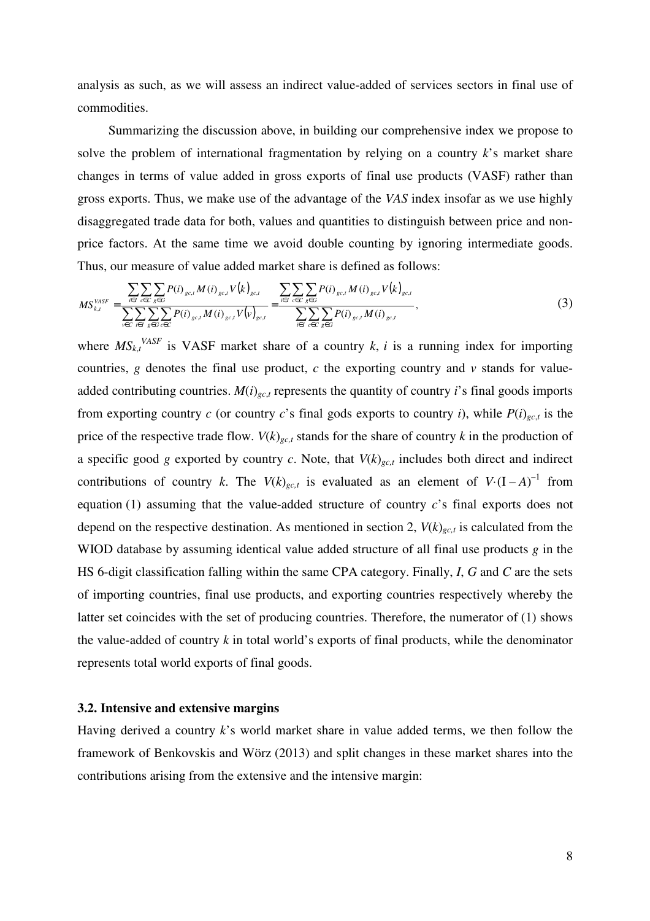analysis as such, as we will assess an indirect value-added of services sectors in final use of commodities.

Summarizing the discussion above, in building our comprehensive index we propose to solve the problem of international fragmentation by relying on a country $k$'s market share changes in terms of value added in gross exports of final use products (VASF) rather than gross exports. Thus, we make use of the advantage of the *VAS* index insofar as we use highly disaggregated trade data for both, values and quantities to distinguish between price and non-price factors. At the same time we avoid double counting by ignoring intermediate goods. Thus, our measure of value added market share is defined as follows:

$$MS_{k,t}^{VASF} = \frac{\sum_{i\in I}\sum_{c\in C}\sum_{g\in G} P(i)_{gc,t} M(i)_{gc,t} V(k)_{gc,t}}{\sum_{v\in C}\sum_{i\in I}\sum_{g\in G}\sum_{c\in C} P(i)_{gc,t} M(i)_{gc,t} V(v)_{gc,t}} = \frac{\sum_{i\in I}\sum_{c\in C}\sum_{g\in G} P(i)_{gc,t} M(i)_{gc,t} V(k)_{gc,t}}{\sum_{i\in I}\sum_{c\in C}\sum_{g\in G} P(i)_{gc,t} M(i)_{gc,t}}, \tag{3}$$

where $MS_{k,t}^{VASF}$ is VASF market share of a country $k$, $i$ is a running index for importing countries, $g$ denotes the final use product, $c$ the exporting country and $v$ stands for value-added contributing countries. $M(i)_{gc,t}$ represents the quantity of country $i$'s final goods imports from exporting country $c$ (or country $c$'s final gods exports to country $i$), while $P(i)_{gc,t}$ is the price of the respective trade flow. $V(k)_{gc,t}$ stands for the share of country $k$ in the production of a specific good $g$ exported by country $c$. Note, that $V(k)_{gc,t}$ includes both direct and indirect contributions of country $k$. The $V(k)_{gc,t}$ is evaluated as an element of $V\cdot(\mathrm{I}-A)^{-1}$ from equation (1) assuming that the value-added structure of country $c$'s final exports does not depend on the respective destination. As mentioned in section 2, $V(k)_{gc,t}$ is calculated from the WIOD database by assuming identical value added structure of all final use products $g$ in the HS 6-digit classification falling within the same CPA category. Finally, $I$, $G$ and $C$ are the sets of importing countries, final use products, and exporting countries respectively whereby the latter set coincides with the set of producing countries. Therefore, the numerator of (1) shows the value-added of country $k$ in total world's exports of final products, while the denominator represents total world exports of final goods.

### 3.2. Intensive and extensive margins

Having derived a country $k$'s world market share in value added terms, we then follow the framework of Benkovskis and Wörz (2013) and split changes in these market shares into the contributions arising from the extensive and the intensive margin: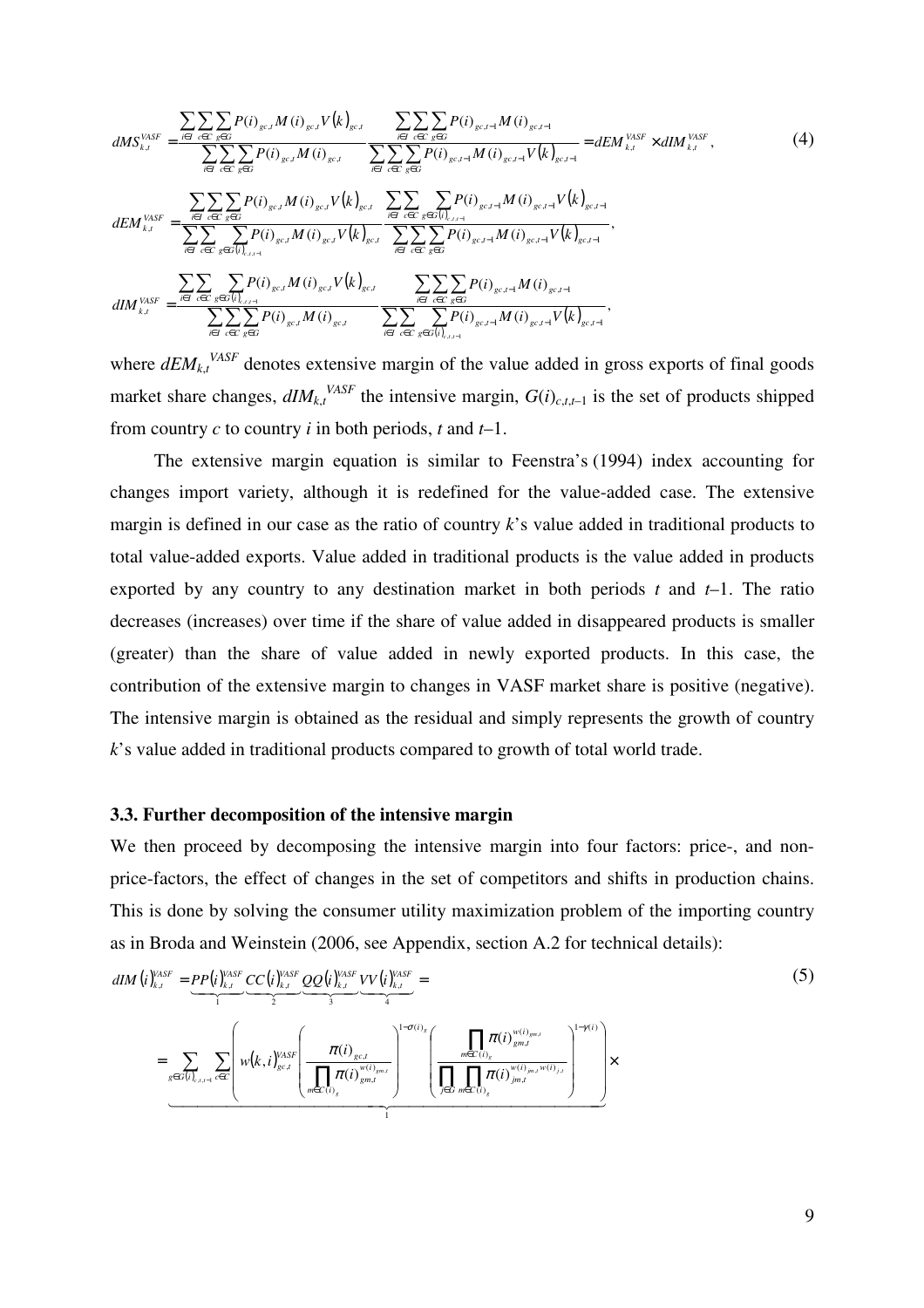$$dMS_{k,t}^{VASF} = \frac{\sum_{i\in I}\sum_{c\in C}\sum_{g\in G} P(i)_{gc,t} M(i)_{gc,t} V(k)_{gc,t}}{\sum_{i\in I}\sum_{c\in C}\sum_{g\in G} P(i)_{gc,t} M(i)_{gc,t}} \frac{\sum_{i\in I}\sum_{c\in C}\sum_{g\in G} P(i)_{gc,t-1} M(i)_{gc,t-1}}{\sum_{i\in I}\sum_{c\in C}\sum_{g\in G} P(i)_{gc,t-1} M(i)_{gc,t-1} V(k)_{gc,t-1}} = dEM_{k,t}^{VASF} \times dIM_{k,t}^{VASF}, \tag{4}$$

$$dEM_{k,t}^{VASF} = \frac{\sum_{i\in I}\sum_{c\in C}\sum_{g\in G} P(i)_{gc,t} M(i)_{gc,t} V(k)_{gc,t}}{\sum_{i\in I}\sum_{c\in C}\sum_{g\in G(i)_{c,t,t-1}} P(i)_{gc,t} M(i)_{gc,t} V(k)_{gc,t}} \frac{\sum_{i\in I}\sum_{c\in C}\sum_{g\in G(i)_{c,t,t-1}} P(i)_{gc,t-1} M(i)_{gc,t-1} V(k)_{gc,t-1}}{\sum_{i\in I}\sum_{c\in C}\sum_{g\in G} P(i)_{gc,t-1} M(i)_{gc,t-1} V(k)_{gc,t-1}},$$

$$dIM_{k,t}^{VASF} = \frac{\sum_{i\in I}\sum_{c\in C}\sum_{g\in G(i)_{c,t,t-1}} P(i)_{gc,t} M(i)_{gc,t} V(k)_{gc,t}}{\sum_{i\in I}\sum_{c\in C}\sum_{g\in G} P(i)_{gc,t} M(i)_{gc,t}} \frac{\sum_{i\in I}\sum_{c\in C}\sum_{g\in G} P(i)_{gc,t-1} M(i)_{gc,t-1}}{\sum_{i\in I}\sum_{c\in C}\sum_{g\in G(i)_{c,t,t-1}} P(i)_{gc,t-1} M(i)_{gc,t-1} V(k)_{gc,t-1}},$$

where $dEM_{k,t}^{VASF}$ denotes extensive margin of the value added in gross exports of final goods market share changes, $dIM_{k,t}^{VASF}$ the intensive margin, $G(i)_{c,t,t-1}$ is the set of products shipped from country $c$ to country $i$ in both periods, $t$ and $t$–1.

The extensive margin equation is similar to Feenstra's (1994) index accounting for changes import variety, although it is redefined for the value-added case. The extensive margin is defined in our case as the ratio of country $k$'s value added in traditional products to total value-added exports. Value added in traditional products is the value added in products exported by any country to any destination market in both periods $t$ and $t$–1. The ratio decreases (increases) over time if the share of value added in disappeared products is smaller (greater) than the share of value added in newly exported products. In this case, the contribution of the extensive margin to changes in VASF market share is positive (negative). The intensive margin is obtained as the residual and simply represents the growth of country $k$'s value added in traditional products compared to growth of total world trade.

### 3.3. Further decomposition of the intensive margin

We then proceed by decomposing the intensive margin into four factors: price-, and non-price-factors, the effect of changes in the set of competitors and shifts in production chains. This is done by solving the consumer utility maximization problem of the importing country as in Broda and Weinstein (2006, see Appendix, section A.2 for technical details):

$$dIM(i)_{k,t}^{VASF} = \underbrace{PP(i)_{k,t}^{VASF}}_{1} \underbrace{CC(i)_{k,t}^{VASF}}_{2} \underbrace{QQ(i)_{k,t}^{VASF}}_{3} \underbrace{VV(i)_{k,t}^{VASF}}_{4} = \tag{5}$$

$$= \underbrace{\sum_{g\in G(i)_{c,t,t-1}} \sum_{c\in C} \left( w(k,i)_{gc,t}^{VASF} \left( \frac{\pi(i)_{gc,t}}{\prod_{m\in C(i)_g} \pi(i)_{gm,t}^{w(i)_{gm,t}}} \right)^{1-\sigma(i)_g} \left( \frac{\prod_{m\in C(i)_g} \pi(i)_{gm,t}^{w(i)_{gm,t}}}{\prod_{j\in G}\prod_{m\in C(i)_g} \pi(i)_{jm,t}^{w(i)_{jm,t} w(i)_{j,t}}} \right)^{1-\gamma(i)} \right)}_{1} \times$$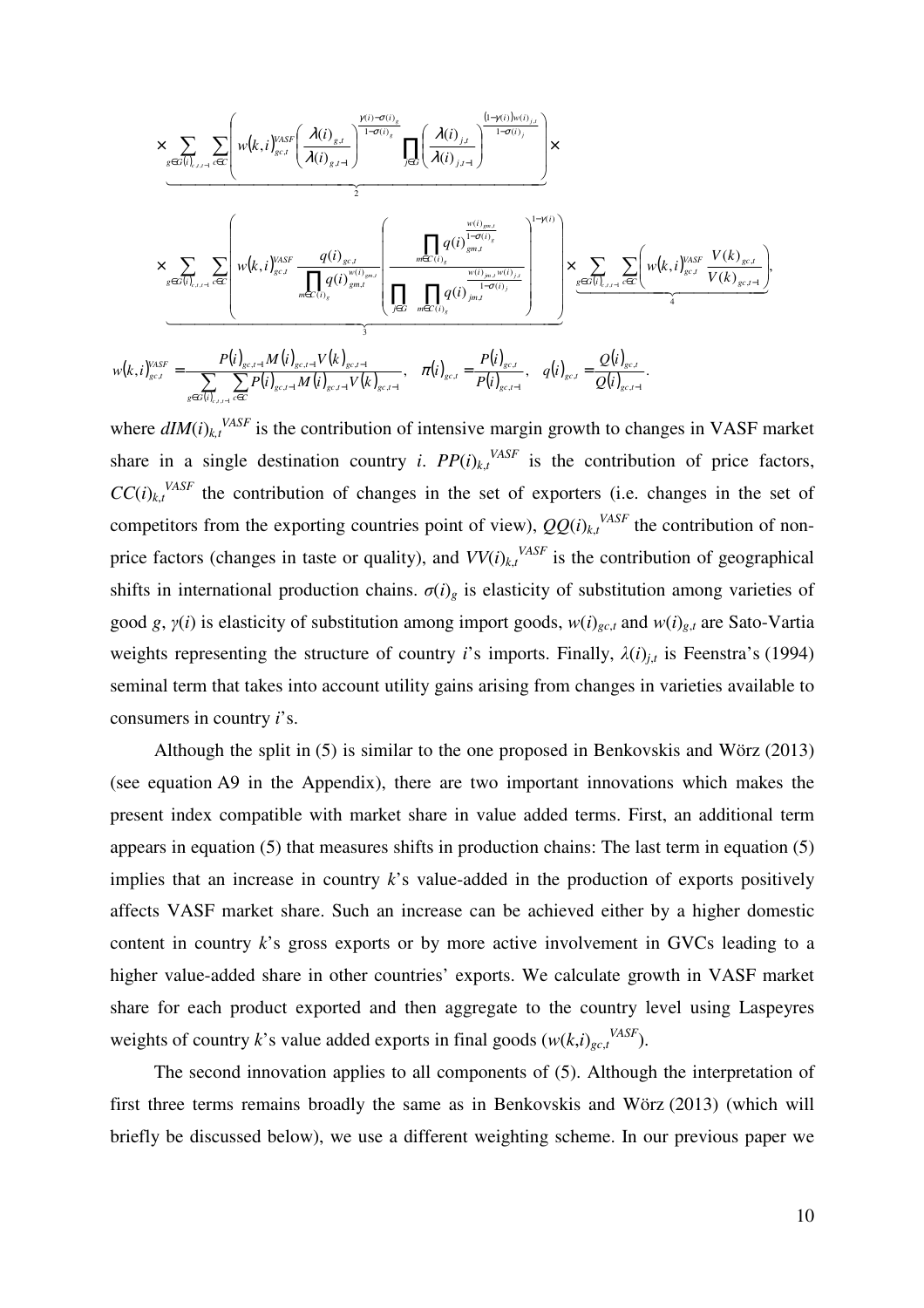$$\times \underbrace{\sum_{g\in G(i)_{c,t,t-1}} \sum_{c\in C} \left( w(k,i)^{VASF}_{gc,t} \left( \frac{\lambda(i)_{g,t}}{\lambda(i)_{g,t-1}} \right)^{\frac{\gamma(i)-\sigma(i)_g}{1-\sigma(i)_g}} \prod_{j\in G} \left( \frac{\lambda(i)_{j,t}}{\lambda(i)_{j,t-1}} \right)^{\frac{(1-\gamma(i))w(i)_{j,t}}{1-\sigma(i)_j}} \right)}_{2} \times$$

$$\times \underbrace{\sum_{g\in G(i)_{c,t,t-1}} \sum_{c\in C} \left( w(k,i)^{VASF}_{gc,t} \frac{q(i)_{gc,t}}{\prod_{m\in C(i)_g} q(i)_{gm,t}^{w(i)_{gm,t}}} \left( \frac{\prod_{m\in C(i)_g} q(i)_{gm,t}^{\frac{w(i)_{gm,t}}{1-\sigma(i)_g}}}{\prod_{j\in G} \prod_{m\in C(i)_g} q(i)_{jm,t}^{\frac{w(i)_{jm,t} w(i)_{j,t}}{1-\sigma(i)_j}}} \right)^{1-\gamma(i)} \right)}_{3} \times \underbrace{\sum_{g\in G(i)_{c,t,t-1}} \sum_{c\in C} \left( w(k,i)^{VASF}_{gc,t} \frac{V(k)_{gc,t}}{V(k)_{gc,t-1}} \right)}_{4},$$

$$w(k,i)^{VASF}_{gc,t} = \frac{P(i)_{gc,t-1} M(i)_{gc,t-1} V(k)_{gc,t-1}}{\sum_{g\in G(i)_{c,t,t-1}} \sum_{c\in C} P(i)_{gc,t-1} M(i)_{gc,t-1} V(k)_{gc,t-1}}, \quad \pi(i)_{gc,t} = \frac{P(i)_{gc,t}}{P(i)_{gc,t-1}}, \quad q(i)_{gc,t} = \frac{Q(i)_{gc,t}}{Q(i)_{gc,t-1}}.$$

where $dIM(i)_{k,t}^{VASF}$ is the contribution of intensive margin growth to changes in VASF market share in a single destination country *i*. $PP(i)_{k,t}^{VASF}$ is the contribution of price factors, $CC(i)_{k,t}^{VASF}$ the contribution of changes in the set of exporters (i.e. changes in the set of competitors from the exporting countries point of view), $QQ(i)_{k,t}^{VASF}$ the contribution of non-price factors (changes in taste or quality), and $VV(i)_{k,t}^{VASF}$ is the contribution of geographical shifts in international production chains. $\sigma(i)_g$ is elasticity of substitution among varieties of good *g*, $\gamma(i)$ is elasticity of substitution among import goods, $w(i)_{gc,t}$ and $w(i)_{g,t}$ are Sato-Vartia weights representing the structure of country *i*'s imports. Finally, $\lambda(i)_{j,t}$ is Feenstra's (1994) seminal term that takes into account utility gains arising from changes in varieties available to consumers in country *i*'s.

Although the split in (5) is similar to the one proposed in Benkovskis and Wörz (2013) (see equation A9 in the Appendix), there are two important innovations which makes the present index compatible with market share in value added terms. First, an additional term appears in equation (5) that measures shifts in production chains: The last term in equation (5) implies that an increase in country *k*'s value-added in the production of exports positively affects VASF market share. Such an increase can be achieved either by a higher domestic content in country *k*'s gross exports or by more active involvement in GVCs leading to a higher value-added share in other countries' exports. We calculate growth in VASF market share for each product exported and then aggregate to the country level using Laspeyres weights of country *k*'s value added exports in final goods ($w(k,i)_{gc,t}^{VASF}$).

The second innovation applies to all components of (5). Although the interpretation of first three terms remains broadly the same as in Benkovskis and Wörz (2013) (which will briefly be discussed below), we use a different weighting scheme. In our previous paper we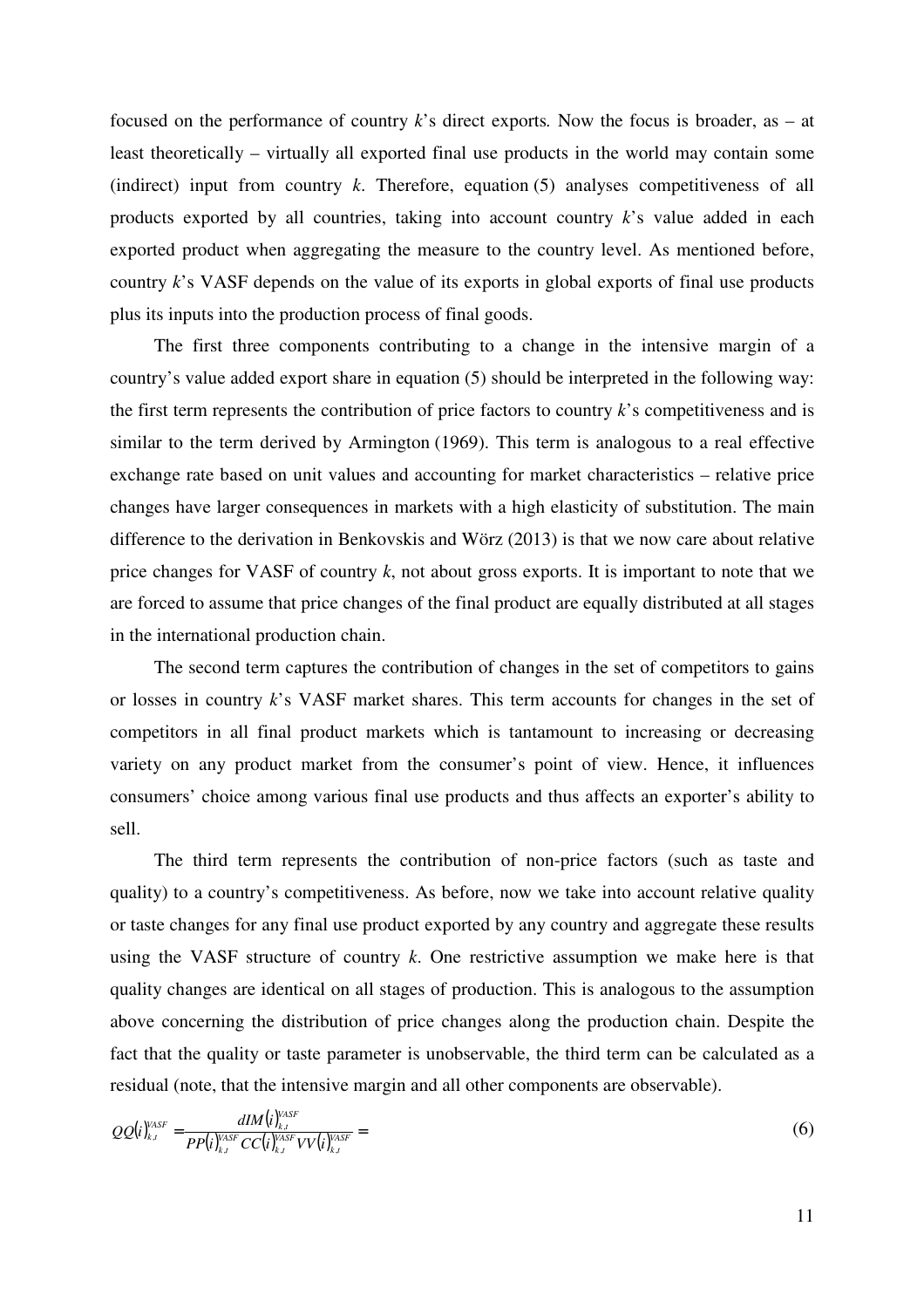focused on the performance of country *k*'s direct exports. Now the focus is broader, as – at least theoretically – virtually all exported final use products in the world may contain some (indirect) input from country *k*. Therefore, equation (5) analyses competitiveness of all products exported by all countries, taking into account country *k*'s value added in each exported product when aggregating the measure to the country level. As mentioned before, country *k*'s VASF depends on the value of its exports in global exports of final use products plus its inputs into the production process of final goods.

The first three components contributing to a change in the intensive margin of a country's value added export share in equation (5) should be interpreted in the following way: the first term represents the contribution of price factors to country *k*'s competitiveness and is similar to the term derived by Armington (1969). This term is analogous to a real effective exchange rate based on unit values and accounting for market characteristics – relative price changes have larger consequences in markets with a high elasticity of substitution. The main difference to the derivation in Benkovskis and Wörz (2013) is that we now care about relative price changes for VASF of country *k*, not about gross exports. It is important to note that we are forced to assume that price changes of the final product are equally distributed at all stages in the international production chain.

The second term captures the contribution of changes in the set of competitors to gains or losses in country *k*'s VASF market shares. This term accounts for changes in the set of competitors in all final product markets which is tantamount to increasing or decreasing variety on any product market from the consumer's point of view. Hence, it influences consumers' choice among various final use products and thus affects an exporter's ability to sell.

The third term represents the contribution of non-price factors (such as taste and quality) to a country's competitiveness. As before, now we take into account relative quality or taste changes for any final use product exported by any country and aggregate these results using the VASF structure of country *k*. One restrictive assumption we make here is that quality changes are identical on all stages of production. This is analogous to the assumption above concerning the distribution of price changes along the production chain. Despite the fact that the quality or taste parameter is unobservable, the third term can be calculated as a residual (note, that the intensive margin and all other components are observable).

$$QQ(i)_{k,t}^{VASF} = \frac{dIM(i)_{k,t}^{VASF}}{PP(i)_{k,t}^{VASF} CC(i)_{k,t}^{VASF} VV(i)_{k,t}^{VASF}} = \tag{6}$$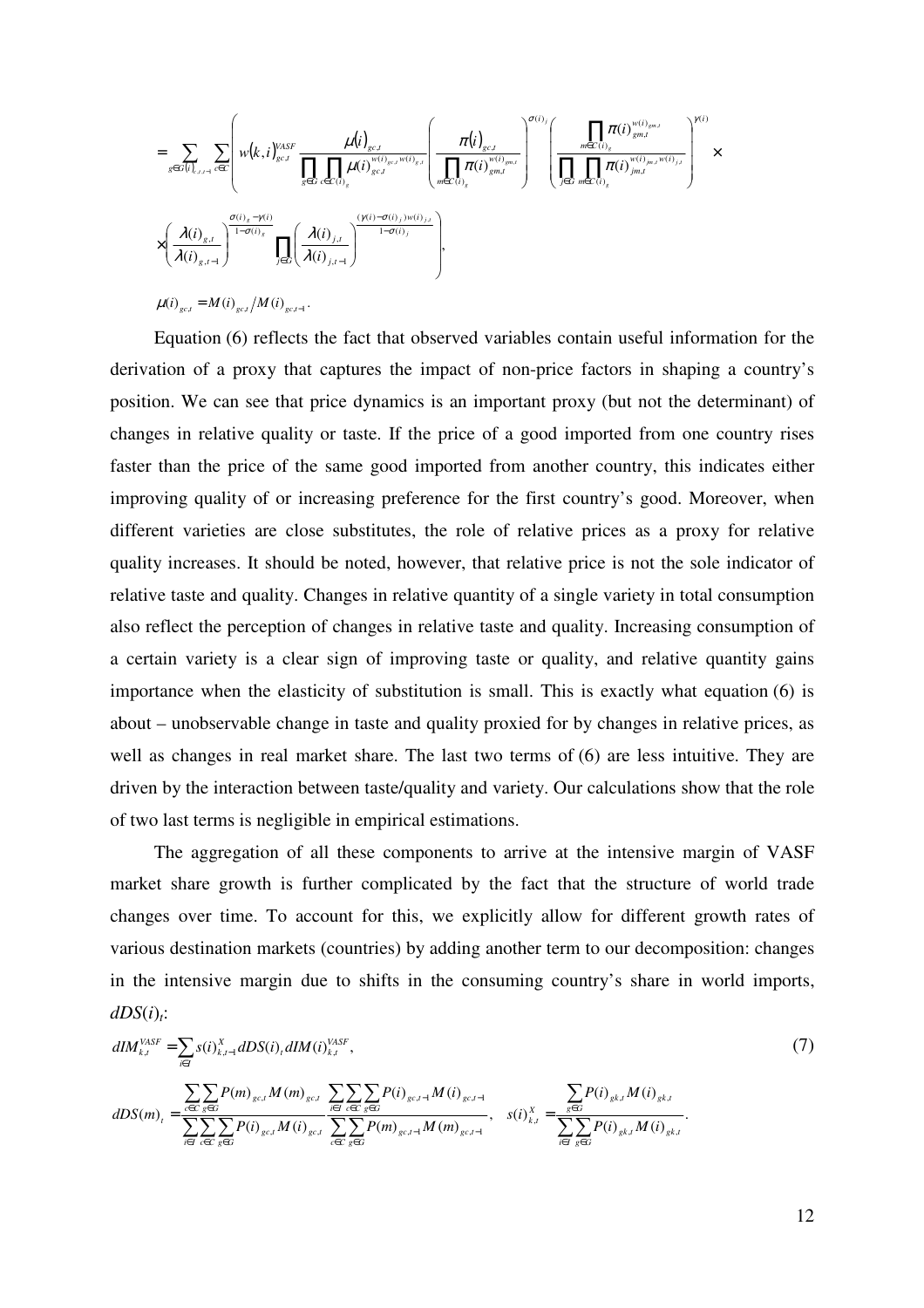$$= \sum_{g\in G(i)_{k,t,t-1}} \sum_{c\in C} \left( w(k,i)^{VASF}_{gc,t} \frac{\mu(i)_{gc,t}}{\prod_{g\in G} \prod_{c\in C(i)_g} \mu(i)_{gc,t}^{w(i)_{gc,t} w(i)_{g,t}}} \left( \frac{\pi(i)_{gc,t}}{\prod_{m\in C(i)_g} \pi(i)_{gm,t}^{w(i)_{gm,t}}} \right)^{\sigma(i)_j} \left( \frac{\prod_{m\in C(i)_g} \pi(i)_{gm,t}^{w(i)_{gm,t}}}{\prod_{j\in G} \prod_{m\in C(i)_g} \pi(i)_{jm,t}^{w(i)_{jm,t} w(i)_{j,t}}} \right)^{\gamma(i)} \times \right.$$

$$\left. \times \left( \frac{\lambda(i)_{g,t}}{\lambda(i)_{g,t-1}} \right)^{\frac{\sigma(i)_g - \gamma(i)}{1-\sigma(i)_g}} \prod_{j\in G} \left( \frac{\lambda(i)_{j,t}}{\lambda(i)_{j,t-1}} \right)^{\frac{(\gamma(i)-\sigma(i)_j) w(i)_{j,t}}{1-\sigma(i)_j}} \right),$$

$$\mu(i)_{gc,t} = M(i)_{gc,t} / M(i)_{gc,t-1}.$$

Equation (6) reflects the fact that observed variables contain useful information for the derivation of a proxy that captures the impact of non-price factors in shaping a country's position. We can see that price dynamics is an important proxy (but not the determinant) of changes in relative quality or taste. If the price of a good imported from one country rises faster than the price of the same good imported from another country, this indicates either improving quality of or increasing preference for the first country's good. Moreover, when different varieties are close substitutes, the role of relative prices as a proxy for relative quality increases. It should be noted, however, that relative price is not the sole indicator of relative taste and quality. Changes in relative quantity of a single variety in total consumption also reflect the perception of changes in relative taste and quality. Increasing consumption of a certain variety is a clear sign of improving taste or quality, and relative quantity gains importance when the elasticity of substitution is small. This is exactly what equation (6) is about – unobservable change in taste and quality proxied for by changes in relative prices, as well as changes in real market share. The last two terms of (6) are less intuitive. They are driven by the interaction between taste/quality and variety. Our calculations show that the role of two last terms is negligible in empirical estimations.

The aggregation of all these components to arrive at the intensive margin of VASF market share growth is further complicated by the fact that the structure of world trade changes over time. To account for this, we explicitly allow for different growth rates of various destination markets (countries) by adding another term to our decomposition: changes in the intensive margin due to shifts in the consuming country's share in world imports, $dDS(i)_t$:

$$dIM^{VASF}_{k,t} = \sum_{i\in I} s(i)^X_{k,t-1} dDS(i)_t dIM(i)^{VASF}_{k,t}, \tag{7}$$

$$dDS(m)_t = \frac{\sum_{c\in C}\sum_{g\in G} P(m)_{gc,t} M(m)_{gc,t}}{\sum_{i\in I}\sum_{c\in C}\sum_{g\in G} P(i)_{gc,t} M(i)_{gc,t}} \frac{\sum_{i\in I}\sum_{c\in C}\sum_{g\in G} P(i)_{gc,t-1} M(i)_{gc,t-1}}{\sum_{c\in C}\sum_{g\in G} P(m)_{gc,t-1} M(m)_{gc,t-1}}, \quad s(i)^X_{k,t} = \frac{\sum_{g\in G} P(i)_{gk,t} M(i)_{gk,t}}{\sum_{i\in I}\sum_{g\in G} P(i)_{gk,t} M(i)_{gk,t}}.$$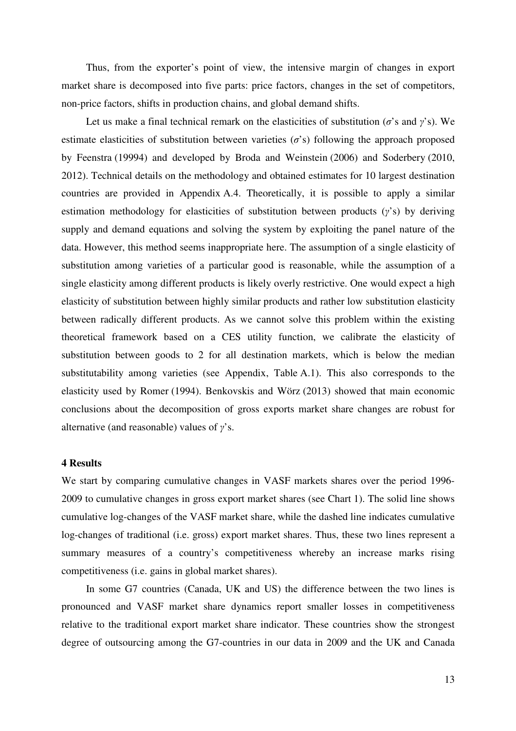Thus, from the exporter's point of view, the intensive margin of changes in export market share is decomposed into five parts: price factors, changes in the set of competitors, non-price factors, shifts in production chains, and global demand shifts.

Let us make a final technical remark on the elasticities of substitution ($\sigma$'s and $\gamma$'s). We estimate elasticities of substitution between varieties ($\sigma$'s) following the approach proposed by Feenstra (19994) and developed by Broda and Weinstein (2006) and Soderbery (2010, 2012). Technical details on the methodology and obtained estimates for 10 largest destination countries are provided in Appendix A.4. Theoretically, it is possible to apply a similar estimation methodology for elasticities of substitution between products ($\gamma$'s) by deriving supply and demand equations and solving the system by exploiting the panel nature of the data. However, this method seems inappropriate here. The assumption of a single elasticity of substitution among varieties of a particular good is reasonable, while the assumption of a single elasticity among different products is likely overly restrictive. One would expect a high elasticity of substitution between highly similar products and rather low substitution elasticity between radically different products. As we cannot solve this problem within the existing theoretical framework based on a CES utility function, we calibrate the elasticity of substitution between goods to 2 for all destination markets, which is below the median substitutability among varieties (see Appendix, Table A.1). This also corresponds to the elasticity used by Romer (1994). Benkovskis and Wörz (2013) showed that main economic conclusions about the decomposition of gross exports market share changes are robust for alternative (and reasonable) values of $\gamma$'s.

## 4 Results

We start by comparing cumulative changes in VASF markets shares over the period 1996-2009 to cumulative changes in gross export market shares (see Chart 1). The solid line shows cumulative log-changes of the VASF market share, while the dashed line indicates cumulative log-changes of traditional (i.e. gross) export market shares. Thus, these two lines represent a summary measures of a country's competitiveness whereby an increase marks rising competitiveness (i.e. gains in global market shares).

In some G7 countries (Canada, UK and US) the difference between the two lines is pronounced and VASF market share dynamics report smaller losses in competitiveness relative to the traditional export market share indicator. These countries show the strongest degree of outsourcing among the G7-countries in our data in 2009 and the UK and Canada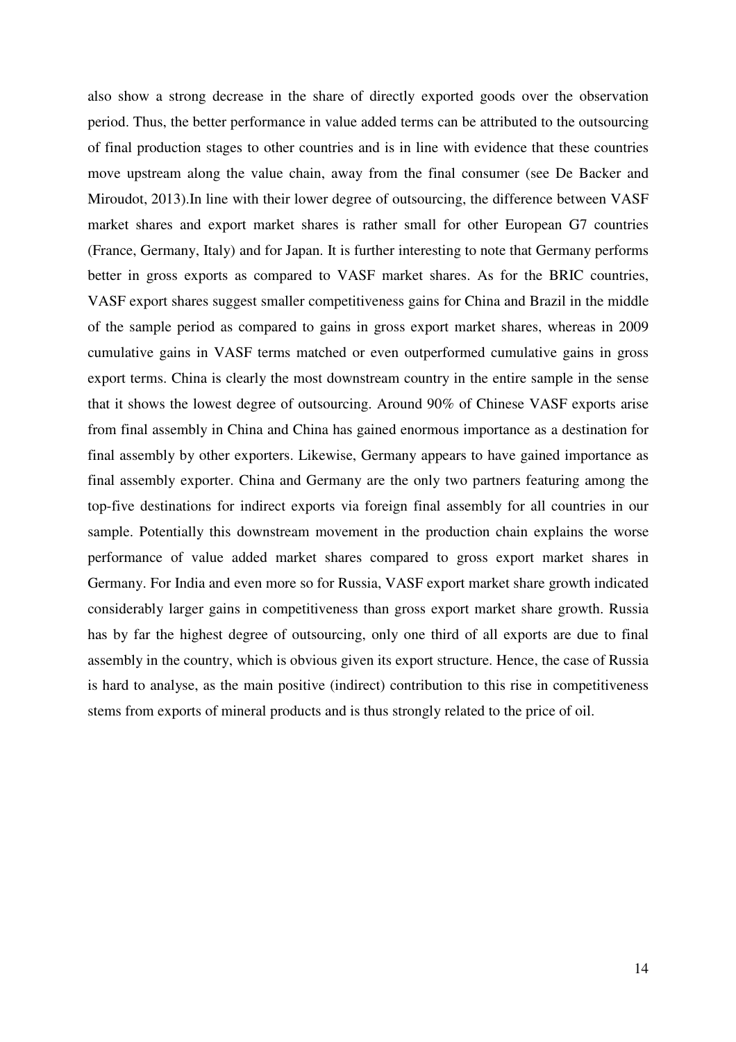also show a strong decrease in the share of directly exported goods over the observation period. Thus, the better performance in value added terms can be attributed to the outsourcing of final production stages to other countries and is in line with evidence that these countries move upstream along the value chain, away from the final consumer (see De Backer and Miroudot, 2013).In line with their lower degree of outsourcing, the difference between VASF market shares and export market shares is rather small for other European G7 countries (France, Germany, Italy) and for Japan. It is further interesting to note that Germany performs better in gross exports as compared to VASF market shares. As for the BRIC countries, VASF export shares suggest smaller competitiveness gains for China and Brazil in the middle of the sample period as compared to gains in gross export market shares, whereas in 2009 cumulative gains in VASF terms matched or even outperformed cumulative gains in gross export terms. China is clearly the most downstream country in the entire sample in the sense that it shows the lowest degree of outsourcing. Around 90% of Chinese VASF exports arise from final assembly in China and China has gained enormous importance as a destination for final assembly by other exporters. Likewise, Germany appears to have gained importance as final assembly exporter. China and Germany are the only two partners featuring among the top-five destinations for indirect exports via foreign final assembly for all countries in our sample. Potentially this downstream movement in the production chain explains the worse performance of value added market shares compared to gross export market shares in Germany. For India and even more so for Russia, VASF export market share growth indicated considerably larger gains in competitiveness than gross export market share growth. Russia has by far the highest degree of outsourcing, only one third of all exports are due to final assembly in the country, which is obvious given its export structure. Hence, the case of Russia is hard to analyse, as the main positive (indirect) contribution to this rise in competitiveness stems from exports of mineral products and is thus strongly related to the price of oil.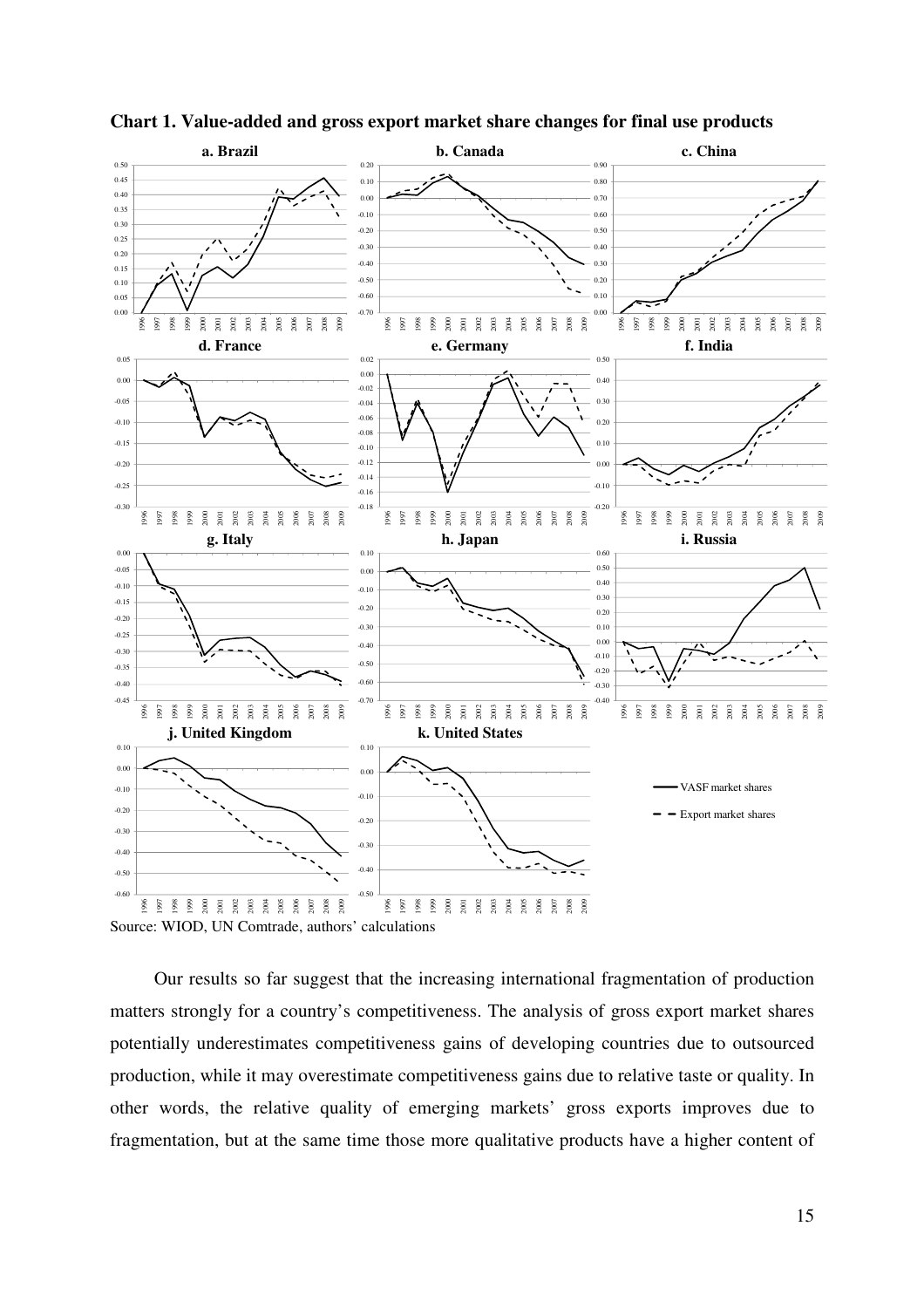**Chart 1. Value-added and gross export market share changes for final use products**

Source: WIOD, UN Comtrade, authors' calculations

Our results so far suggest that the increasing international fragmentation of production matters strongly for a country's competitiveness. The analysis of gross export market shares potentially underestimates competitiveness gains of developing countries due to outsourced production, while it may overestimate competitiveness gains due to relative taste or quality. In other words, the relative quality of emerging markets' gross exports improves due to fragmentation, but at the same time those more qualitative products have a higher content of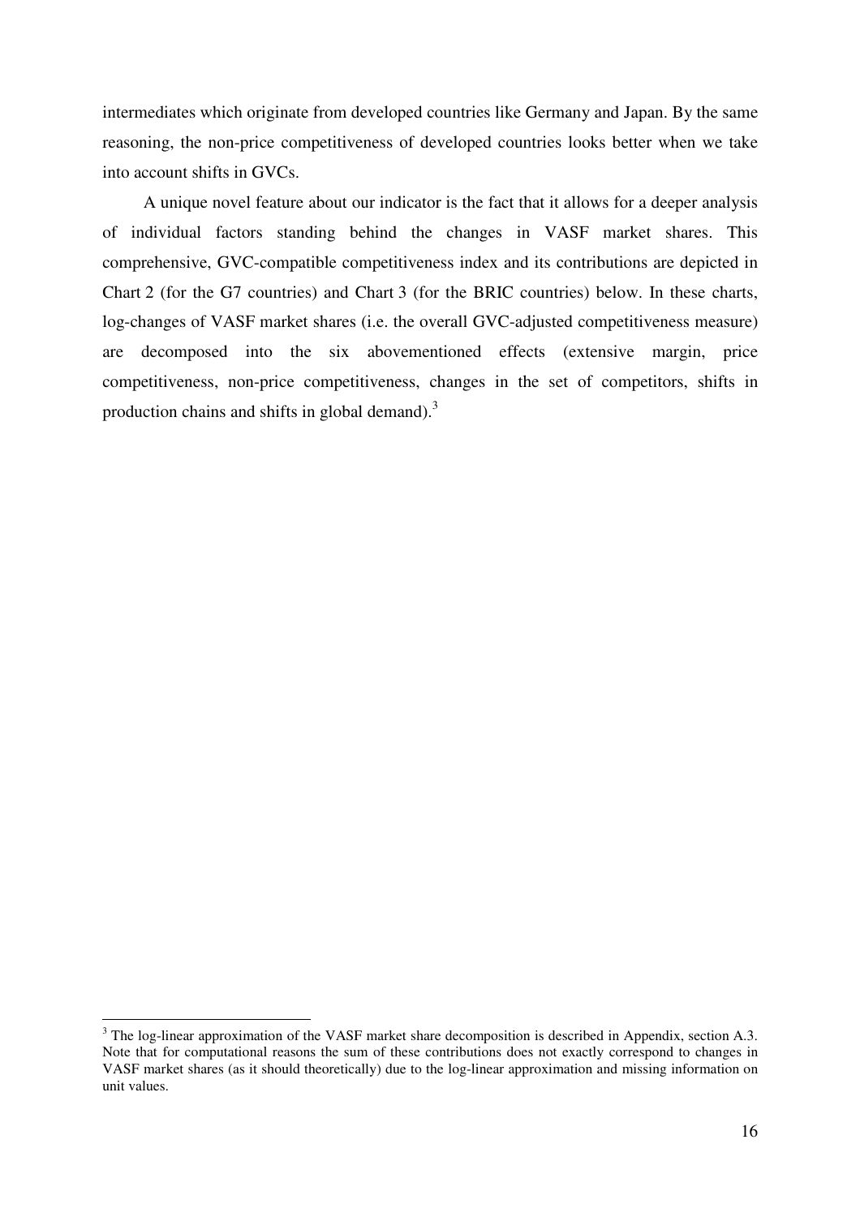intermediates which originate from developed countries like Germany and Japan. By the same reasoning, the non-price competitiveness of developed countries looks better when we take into account shifts in GVCs.

A unique novel feature about our indicator is the fact that it allows for a deeper analysis of individual factors standing behind the changes in VASF market shares. This comprehensive, GVC-compatible competitiveness index and its contributions are depicted in Chart 2 (for the G7 countries) and Chart 3 (for the BRIC countries) below. In these charts, log-changes of VASF market shares (i.e. the overall GVC-adjusted competitiveness measure) are decomposed into the six abovementioned effects (extensive margin, price competitiveness, non-price competitiveness, changes in the set of competitors, shifts in production chains and shifts in global demand).[3]

[3] The log-linear approximation of the VASF market share decomposition is described in Appendix, section A.3. Note that for computational reasons the sum of these contributions does not exactly correspond to changes in VASF market shares (as it should theoretically) due to the log-linear approximation and missing information on unit values.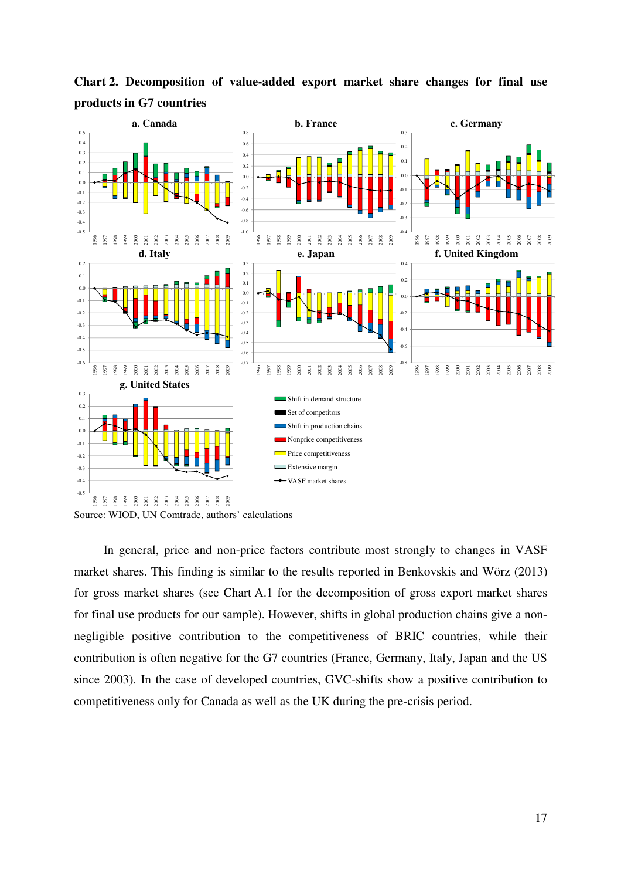**Chart 2. Decomposition of value-added export market share changes for final use products in G7 countries**

Source: WIOD, UN Comtrade, authors' calculations

In general, price and non-price factors contribute most strongly to changes in VASF market shares. This finding is similar to the results reported in Benkovskis and Wörz (2013) for gross market shares (see Chart A.1 for the decomposition of gross export market shares for final use products for our sample). However, shifts in global production chains give a non-negligible positive contribution to the competitiveness of BRIC countries, while their contribution is often negative for the G7 countries (France, Germany, Italy, Japan and the US since 2003). In the case of developed countries, GVC-shifts show a positive contribution to competitiveness only for Canada as well as the UK during the pre-crisis period.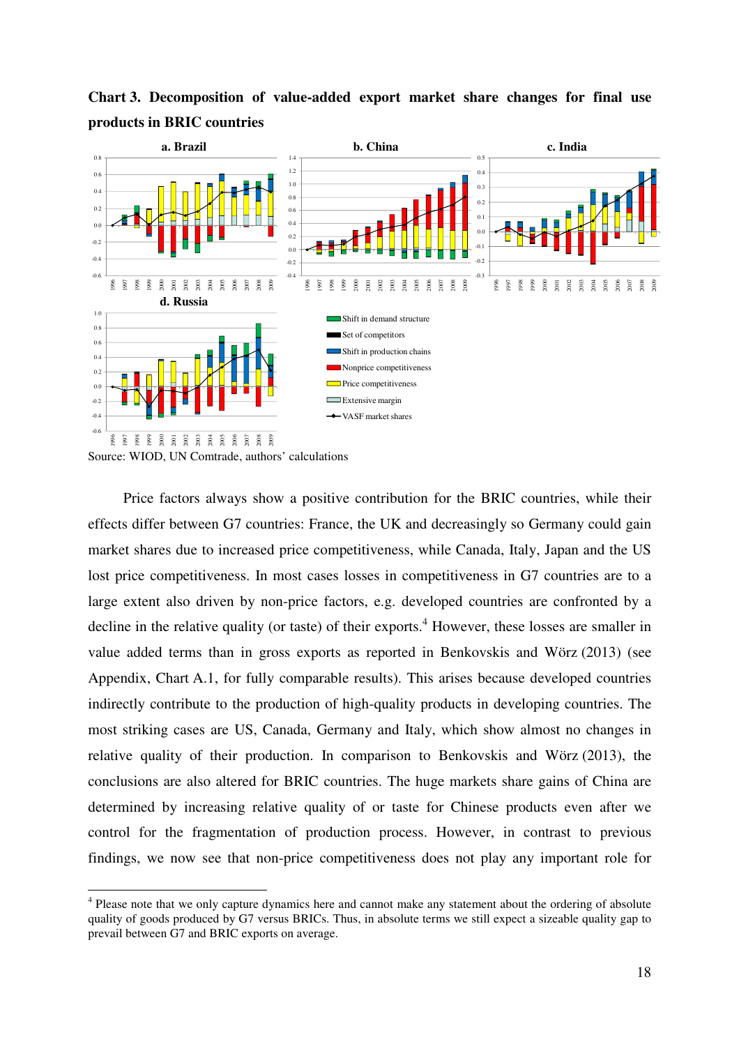**Chart 3. Decomposition of value-added export market share changes for final use products in BRIC countries**

Source: WIOD, UN Comtrade, authors' calculations

Price factors always show a positive contribution for the BRIC countries, while their effects differ between G7 countries: France, the UK and decreasingly so Germany could gain market shares due to increased price competitiveness, while Canada, Italy, Japan and the US lost price competitiveness. In most cases losses in competitiveness in G7 countries are to a large extent also driven by non-price factors, e.g. developed countries are confronted by a decline in the relative quality (or taste) of their exports.[4] However, these losses are smaller in value added terms than in gross exports as reported in Benkovskis and Wörz (2013) (see Appendix, Chart A.1, for fully comparable results). This arises because developed countries indirectly contribute to the production of high-quality products in developing countries. The most striking cases are US, Canada, Germany and Italy, which show almost no changes in relative quality of their production. In comparison to Benkovskis and Wörz (2013), the conclusions are also altered for BRIC countries. The huge markets share gains of China are determined by increasing relative quality of or taste for Chinese products even after we control for the fragmentation of production process. However, in contrast to previous findings, we now see that non-price competitiveness does not play any important role for

[4] Please note that we only capture dynamics here and cannot make any statement about the ordering of absolute quality of goods produced by G7 versus BRICs. Thus, in absolute terms we still expect a sizeable quality gap to prevail between G7 and BRIC exports on average.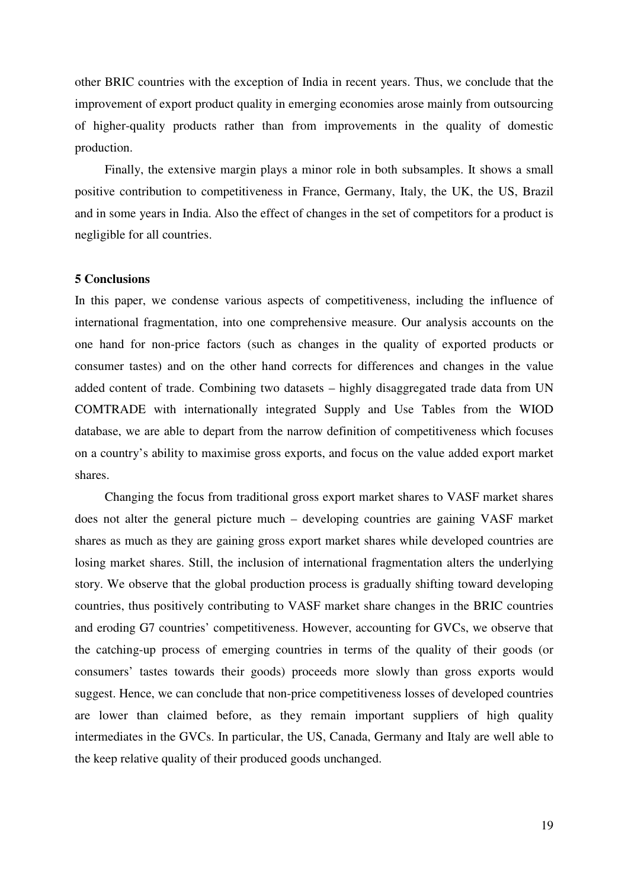other BRIC countries with the exception of India in recent years. Thus, we conclude that the improvement of export product quality in emerging economies arose mainly from outsourcing of higher-quality products rather than from improvements in the quality of domestic production.

Finally, the extensive margin plays a minor role in both subsamples. It shows a small positive contribution to competitiveness in France, Germany, Italy, the UK, the US, Brazil and in some years in India. Also the effect of changes in the set of competitors for a product is negligible for all countries.

## 5 Conclusions

In this paper, we condense various aspects of competitiveness, including the influence of international fragmentation, into one comprehensive measure. Our analysis accounts on the one hand for non-price factors (such as changes in the quality of exported products or consumer tastes) and on the other hand corrects for differences and changes in the value added content of trade. Combining two datasets – highly disaggregated trade data from UN COMTRADE with internationally integrated Supply and Use Tables from the WIOD database, we are able to depart from the narrow definition of competitiveness which focuses on a country's ability to maximise gross exports, and focus on the value added export market shares.

Changing the focus from traditional gross export market shares to VASF market shares does not alter the general picture much – developing countries are gaining VASF market shares as much as they are gaining gross export market shares while developed countries are losing market shares. Still, the inclusion of international fragmentation alters the underlying story. We observe that the global production process is gradually shifting toward developing countries, thus positively contributing to VASF market share changes in the BRIC countries and eroding G7 countries' competitiveness. However, accounting for GVCs, we observe that the catching-up process of emerging countries in terms of the quality of their goods (or consumers' tastes towards their goods) proceeds more slowly than gross exports would suggest. Hence, we can conclude that non-price competitiveness losses of developed countries are lower than claimed before, as they remain important suppliers of high quality intermediates in the GVCs. In particular, the US, Canada, Germany and Italy are well able to the keep relative quality of their produced goods unchanged.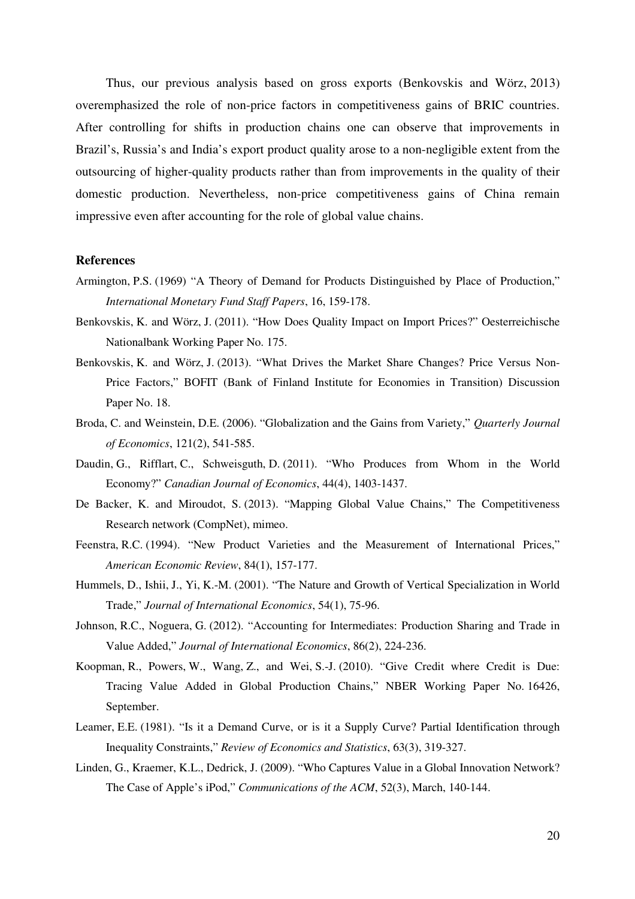Thus, our previous analysis based on gross exports (Benkovskis and Wörz, 2013) overemphasized the role of non-price factors in competitiveness gains of BRIC countries. After controlling for shifts in production chains one can observe that improvements in Brazil's, Russia's and India's export product quality arose to a non-negligible extent from the outsourcing of higher-quality products rather than from improvements in the quality of their domestic production. Nevertheless, non-price competitiveness gains of China remain impressive even after accounting for the role of global value chains.

## References

Armington, P.S. (1969) "A Theory of Demand for Products Distinguished by Place of Production," *International Monetary Fund Staff Papers*, 16, 159-178.

Benkovskis, K. and Wörz, J. (2011). "How Does Quality Impact on Import Prices?" Oesterreichische Nationalbank Working Paper No. 175.

Benkovskis, K. and Wörz, J. (2013). "What Drives the Market Share Changes? Price Versus Non-Price Factors," BOFIT (Bank of Finland Institute for Economies in Transition) Discussion Paper No. 18.

Broda, C. and Weinstein, D.E. (2006). "Globalization and the Gains from Variety," *Quarterly Journal of Economics*, 121(2), 541-585.

Daudin, G., Rifflart, C., Schweisguth, D. (2011). "Who Produces from Whom in the World Economy?" *Canadian Journal of Economics*, 44(4), 1403-1437.

De Backer, K. and Miroudot, S. (2013). "Mapping Global Value Chains," The Competitiveness Research network (CompNet), mimeo.

Feenstra, R.C. (1994). "New Product Varieties and the Measurement of International Prices," *American Economic Review*, 84(1), 157-177.

Hummels, D., Ishii, J., Yi, K.-M. (2001). "The Nature and Growth of Vertical Specialization in World Trade," *Journal of International Economics*, 54(1), 75-96.

Johnson, R.C., Noguera, G. (2012). "Accounting for Intermediates: Production Sharing and Trade in Value Added," *Journal of International Economics*, 86(2), 224-236.

Koopman, R., Powers, W., Wang, Z., and Wei, S.-J. (2010). "Give Credit where Credit is Due: Tracing Value Added in Global Production Chains," NBER Working Paper No. 16426, September.

Leamer, E.E. (1981). "Is it a Demand Curve, or is it a Supply Curve? Partial Identification through Inequality Constraints," *Review of Economics and Statistics*, 63(3), 319-327.

Linden, G., Kraemer, K.L., Dedrick, J. (2009). "Who Captures Value in a Global Innovation Network? The Case of Apple's iPod," *Communications of the ACM*, 52(3), March, 140-144.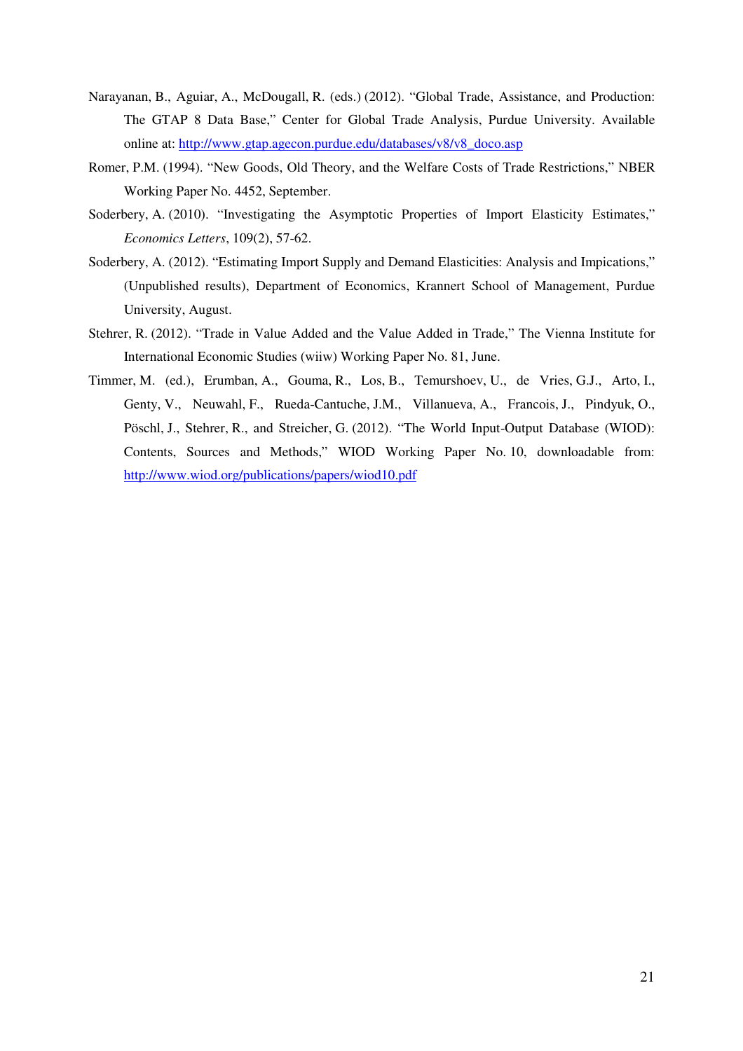Narayanan, B., Aguiar, A., McDougall, R. (eds.) (2012). "Global Trade, Assistance, and Production: The GTAP 8 Data Base," Center for Global Trade Analysis, Purdue University. Available online at: http://www.gtap.agecon.purdue.edu/databases/v8/v8_doco.asp

Romer, P.M. (1994). "New Goods, Old Theory, and the Welfare Costs of Trade Restrictions," NBER Working Paper No. 4452, September.

Soderbery, A. (2010). "Investigating the Asymptotic Properties of Import Elasticity Estimates," *Economics Letters*, 109(2), 57-62.

Soderbery, A. (2012). "Estimating Import Supply and Demand Elasticities: Analysis and Impications," (Unpublished results), Department of Economics, Krannert School of Management, Purdue University, August.

Stehrer, R. (2012). "Trade in Value Added and the Value Added in Trade," The Vienna Institute for International Economic Studies (wiiw) Working Paper No. 81, June.

Timmer, M. (ed.), Erumban, A., Gouma, R., Los, B., Temurshoev, U., de Vries, G.J., Arto, I., Genty, V., Neuwahl, F., Rueda-Cantuche, J.M., Villanueva, A., Francois, J., Pindyuk, O., Pöschl, J., Stehrer, R., and Streicher, G. (2012). "The World Input-Output Database (WIOD): Contents, Sources and Methods," WIOD Working Paper No. 10, downloadable from: http://www.wiod.org/publications/papers/wiod10.pdf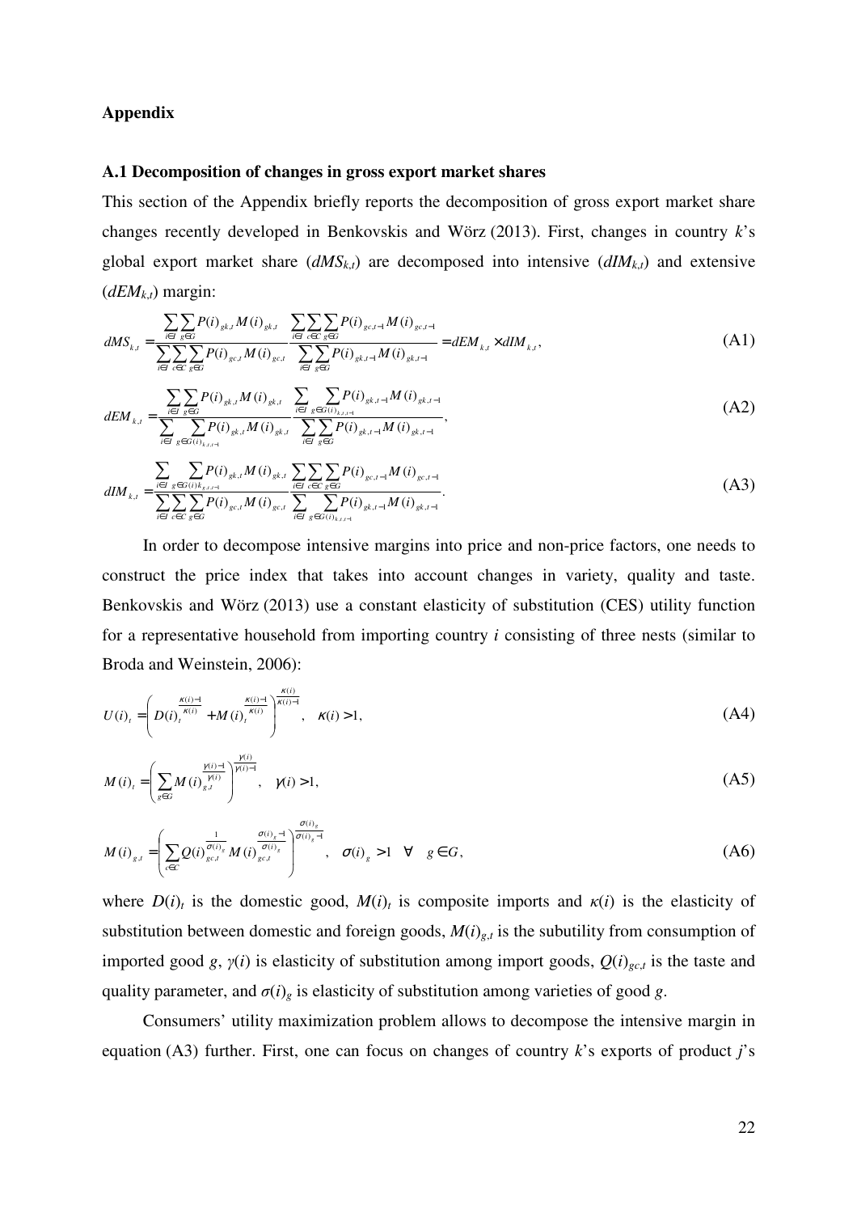## Appendix

### A.1 Decomposition of changes in gross export market shares

This section of the Appendix briefly reports the decomposition of gross export market share changes recently developed in Benkovskis and Wörz (2013). First, changes in country $k$'s global export market share ($dMS_{k,t}$) are decomposed into intensive ($dIM_{k,t}$) and extensive ($dEM_{k,t}$) margin:

$$dMS_{k,t} = \frac{\sum_{i \in I} \sum_{g \in G} P(i)_{gk,t} M(i)_{gk,t}}{\sum_{i \in I} \sum_{c \in C} \sum_{g \in G} P(i)_{gc,t} M(i)_{gc,t}} \frac{\sum_{i \in I} \sum_{c \in C} \sum_{g \in G} P(i)_{gc,t-1} M(i)_{gc,t-1}}{\sum_{i \in I} \sum_{g \in G} P(i)_{gk,t-1} M(i)_{gk,t-1}} = dEM_{k,t} \times dIM_{k,t}, \tag{A1}$$

$$dEM_{k,t} = \frac{\sum_{i \in I} \sum_{g \in G} P(i)_{gk,t} M(i)_{gk,t}}{\sum_{i \in I} \sum_{g \in G(i)_{k,t,t-1}} P(i)_{gk,t} M(i)_{gk,t}} \frac{\sum_{i \in I} \sum_{g \in G(i)_{k,t,t-1}} P(i)_{gk,t-1} M(i)_{gk,t-1}}{\sum_{i \in I} \sum_{g \in G} P(i)_{gk,t-1} M(i)_{gk,t-1}}, \tag{A2}$$

$$dIM_{k,t} = \frac{\sum_{i \in I} \sum_{g \in G(i)k_{,t,t-1}} P(i)_{gk,t} M(i)_{gk,t}}{\sum_{i \in I} \sum_{c \in C} \sum_{g \in G} P(i)_{gc,t} M(i)_{gc,t}} \frac{\sum_{i \in I} \sum_{c \in C} \sum_{g \in G} P(i)_{gc,t-1} M(i)_{gc,t-1}}{\sum_{i \in I} \sum_{g \in G(i)_{k,t,t-1}} P(i)_{gk,t-1} M(i)_{gk,t-1}}. \tag{A3}$$

In order to decompose intensive margins into price and non-price factors, one needs to construct the price index that takes into account changes in variety, quality and taste. Benkovskis and Wörz (2013) use a constant elasticity of substitution (CES) utility function for a representative household from importing country $i$ consisting of three nests (similar to Broda and Weinstein, 2006):

$$U(i)_t = \left( D(i)_t^{\frac{\kappa(i)-1}{\kappa(i)}} + M(i)_t^{\frac{\kappa(i)-1}{\kappa(i)}} \right)^{\frac{\kappa(i)}{\kappa(i)-1}}, \quad \kappa(i) > 1, \tag{A4}$$

$$M(i)_t = \left( \sum_{g \in G} M(i)_{g,t}^{\frac{\gamma(i)-1}{\gamma(i)}} \right)^{\frac{\gamma(i)}{\gamma(i)-1}}, \quad \gamma(i) > 1, \tag{A5}$$

$$M(i)_{g,t} = \left( \sum_{c \in C} Q(i)_{gc,t}^{\frac{1}{\sigma(i)_g}} M(i)_{gc,t}^{\frac{\sigma(i)_g - 1}{\sigma(i)_g}} \right)^{\frac{\sigma(i)_g}{\sigma(i)_g - 1}}, \quad \sigma(i)_g > 1 \quad \forall \quad g \in G, \tag{A6}$$

where $D(i)_t$ is the domestic good, $M(i)_t$ is composite imports and $\kappa(i)$ is the elasticity of substitution between domestic and foreign goods, $M(i)_{g,t}$ is the subutility from consumption of imported good $g$, $\gamma(i)$ is elasticity of substitution among import goods, $Q(i)_{gc,t}$ is the taste and quality parameter, and $\sigma(i)_g$ is elasticity of substitution among varieties of good $g$.

Consumers' utility maximization problem allows to decompose the intensive margin in equation (A3) further. First, one can focus on changes of country $k$'s exports of product $j$'s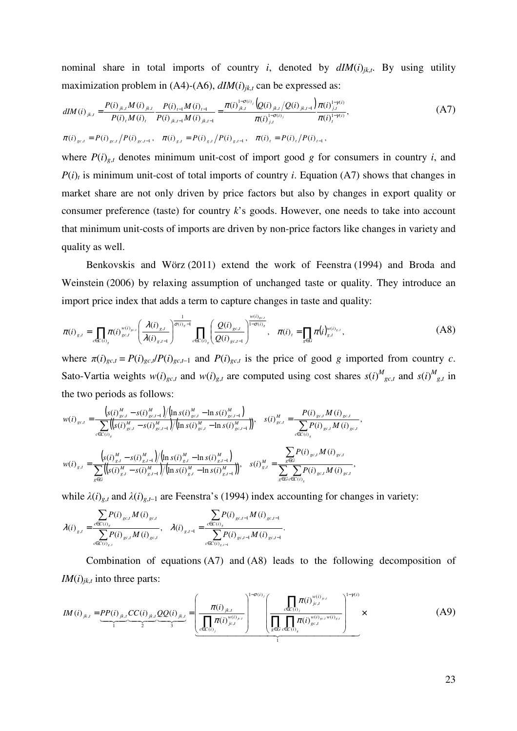nominal share in total imports of country $i$, denoted by $dIM(i)_{jk,t}$. By using utility maximization problem in (A4)-(A6), $dIM(i)_{jk,t}$ can be expressed as:

$$dIM(i)_{jk,t} = \frac{P(i)_{jk,t} M(i)_{jk,t}}{P(i)_t M(i)_t} \frac{P(i)_{t-1} M(i)_{t-1}}{P(i)_{jk,t-1} M(i)_{jk,t-1}} = \frac{\pi(i)_{jk,t}^{1-\sigma(i)_j} \left(Q(i)_{jk,t} / Q(i)_{jk,t-1}\right)}{\pi(i)_{j,t}^{1-\sigma(i)_j}} \frac{\pi(i)_{j,t}^{1-\gamma(i)}}{\pi(i)_t^{1-\gamma(i)}}, \tag{A7}$$

$$\pi(i)_{gc,t} = P(i)_{gc,t} / P(i)_{gc,t-1}, \quad \pi(i)_{g,t} = P(i)_{g,t} / P(i)_{g,t-1}, \quad \pi(i)_t = P(i)_t / P(i)_{t-1},$$

where $P(i)_{g,t}$ denotes minimum unit-cost of import good $g$ for consumers in country $i$, and $P(i)_t$ is minimum unit-cost of total imports of country $i$. Equation (A7) shows that changes in market share are not only driven by price factors but also by changes in export quality or consumer preference (taste) for country $k$'s goods. However, one needs to take into account that minimum unit-costs of imports are driven by non-price factors like changes in variety and quality as well.

Benkovskis and Wörz (2011) extend the work of Feenstra (1994) and Broda and Weinstein (2006) by relaxing assumption of unchanged taste or quality. They introduce an import price index that adds a term to capture changes in taste and quality:

$$\pi(i)_{g,t} = \prod_{c \in C(i)_g} \pi(i)_{gc,t}^{w(i)_{gc,t}} \left(\frac{\lambda(i)_{g,t}}{\lambda(i)_{g,t-1}}\right)^{\frac{1}{\sigma(i)_g - 1}} \prod_{c \in C(i)_g} \left(\frac{Q(i)_{gc,t}}{Q(i)_{gc,t-1}}\right)^{\frac{w(i)_{gc,t}}{1-\sigma(i)_g}}, \quad \pi(i)_t = \prod_{g \in G} \pi(i)_{g,t}^{w(i)_{g,t}}, \tag{A8}$$

where $\pi(i)_{gc,t} = P(i)_{gc,t}/P(i)_{gc,t-1}$ and $P(i)_{gc,t}$ is the price of good $g$ imported from country $c$. Sato-Vartia weights $w(i)_{gc,t}$ and $w(i)_{g,t}$ are computed using cost shares $s(i)^M_{gc,t}$ and $s(i)^M_{g,t}$ in the two periods as follows:

$$w(i)_{gc,t} = \frac{\left(s(i)^M_{gc,t} - s(i)^M_{gc,t-1}\right) / \left(\ln s(i)^M_{gc,t} - \ln s(i)^M_{gc,t-1}\right)}{\sum_{c \in C(i)_g} \left(\left(s(i)^M_{gc,t} - s(i)^M_{gc,t-1}\right) / \left(\ln s(i)^M_{gc,t} - \ln s(i)^M_{gc,t-1}\right)\right)}, \quad s(i)^M_{gc,t} = \frac{P(i)_{gc,t} M(i)_{gc,t}}{\sum_{c \in C(i)_g} P(i)_{gc,t} M(i)_{gc,t}},$$

$$w(i)_{g,t} = \frac{\left(s(i)^M_{g,t} - s(i)^M_{g,t-1}\right) / \left(\ln s(i)^M_{g,t} - \ln s(i)^M_{g,t-1}\right)}{\sum_{g \in G} \left(\left(s(i)^M_{g,t} - s(i)^M_{g,t-1}\right) / \left(\ln s(i)^M_{g,t} - \ln s(i)^M_{g,t-1}\right)\right)}, \quad s(i)^M_{g,t} = \frac{\sum_{g \in G} P(i)_{gc,t} M(i)_{gc,t}}{\sum_{g \in G} \sum_{c \in C(i)_g} P(i)_{gc,t} M(i)_{gc,t}},$$

while $\lambda(i)_{g,t}$ and $\lambda(i)_{g,t-1}$ are Feenstra's (1994) index accounting for changes in variety:

$$\lambda(i)_{g,t} = \frac{\sum_{c \in C(i)_g} P(i)_{gc,t} M(i)_{gc,t}}{\sum_{c \in C(i)_{g,t}} P(i)_{gc,t} M(i)_{gc,t}}, \quad \lambda(i)_{g,t-1} = \frac{\sum_{c \in C(i)_g} P(i)_{gc,t-1} M(i)_{gc,t-1}}{\sum_{c \in C(i)_{g,t-1}} P(i)_{gc,t-1} M(i)_{gc,t-1}}.$$

Combination of equations (A7) and (A8) leads to the following decomposition of $IM(i)_{jk,t}$ into three parts:

$$IM(i)_{jk,t} = \underbrace{PP(i)_{jk,t}}_{1} \underbrace{CC(i)_{jk,t}}_{2} \underbrace{QQ(i)_{jk,t}}_{3} = \underbrace{\left(\frac{\pi(i)_{jk,t}}{\prod_{c \in C(i)_j} \pi(i)_{jc,t}^{w(i)_{jc,t}}}\right)^{1-\sigma(i)_j} \left(\frac{\prod_{c \in C(i)_j} \pi(i)_{jc,t}^{w(i)_{jc,t}}}{\prod_{g \in G} \prod_{c \in C(i)_g} \pi(i)_{gc,t}^{w(i)_{gc,t} w(i)_{g,t}}}\right)^{1-\gamma(i)}}_{1} \times \tag{A9}$$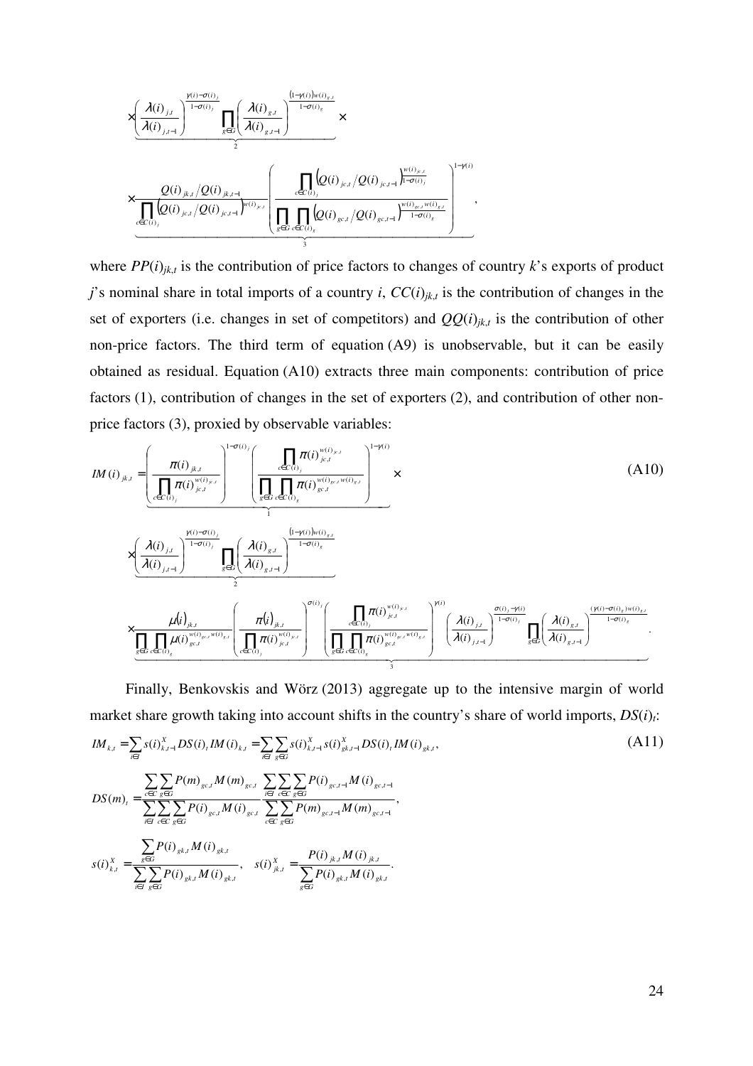$$\times \underbrace{\left(\frac{\lambda(i)_{j,t}}{\lambda(i)_{j,t-1}}\right)^{\frac{\gamma(i)-\sigma(i)_j}{1-\sigma(i)_j}} \prod_{g\in G}\left(\frac{\lambda(i)_{g,t}}{\lambda(i)_{g,t-1}}\right)^{\frac{(1-\gamma(i))w(i)_{g,t}}{1-\sigma(i)_g}}}_{2} \times$$

$$\times \underbrace{\frac{Q(i)_{jk,t}/Q(i)_{jk,t-1}}{\prod_{c\in C(i)_j}\left(Q(i)_{jc,t}/Q(i)_{jc,t-1}\right)^{w(i)_{jc,t}}} \left(\frac{\prod_{c\in C(i)_j}\left(Q(i)_{jc,t}/Q(i)_{jc,t-1}\right)^{\frac{w(i)_{jc,t}}{1-\sigma(i)_j}}}{\prod_{g\in G}\prod_{c\in C(i)_g}\left(Q(i)_{gc,t}/Q(i)_{gc,t-1}\right)^{\frac{w(i)_{gc,t}w(i)_{g,t}}{1-\sigma(i)_g}}}\right)^{1-\gamma(i)}}_{3},$$

where $PP(i)_{jk,t}$ is the contribution of price factors to changes of country $k$'s exports of product $j$'s nominal share in total imports of a country $i$, $CC(i)_{jk,t}$ is the contribution of changes in the set of exporters (i.e. changes in set of competitors) and $QQ(i)_{jk,t}$ is the contribution of other non-price factors. The third term of equation (A9) is unobservable, but it can be easily obtained as residual. Equation (A10) extracts three main components: contribution of price factors (1), contribution of changes in the set of exporters (2), and contribution of other non-price factors (3), proxied by observable variables:

$$IM(i)_{jk,t} = \underbrace{\left(\frac{\pi(i)_{jk,t}}{\prod_{c\in C(i)_j}\pi(i)_{jc,t}^{w(i)_{jc,t}}}\right)^{1-\sigma(i)_j} \left(\frac{\prod_{c\in C(i)_j}\pi(i)_{jc,t}^{w(i)_{jc,t}}}{\prod_{g\in G}\prod_{c\in C(i)_g}\pi(i)_{gc,t}^{w(i)_{gc,t}w(i)_{g,t}}}\right)^{1-\gamma(i)}}_{1} \times \tag{A10}$$

$$\times \underbrace{\left(\frac{\lambda(i)_{j,t}}{\lambda(i)_{j,t-1}}\right)^{\frac{\gamma(i)-\sigma(i)_j}{1-\sigma(i)_j}} \prod_{g\in G}\left(\frac{\lambda(i)_{g,t}}{\lambda(i)_{g,t-1}}\right)^{\frac{(1-\gamma(i))w(i)_{g,t}}{1-\sigma(i)_g}}}_{2}$$

$$\times \underbrace{\frac{\mu(i)_{jk,t}}{\prod_{g\in G}\prod_{c\in C(i)_g}\mu(i)_{gc,t}^{w(i)_{gc,t}w(i)_{g,t}}} \left(\frac{\pi(i)_{jk,t}}{\prod_{c\in C(i)_j}\pi(i)_{jc,t}^{w(i)_{jc,t}}}\right)^{\sigma(i)_j} \left(\frac{\prod_{c\in C(i)_j}\pi(i)_{jc,t}^{w(i)_{jc,t}}}{\prod_{g\in G}\prod_{c\in C(i)_g}\pi(i)_{gc,t}^{w(i)_{gc,t}w(i)_{g,t}}}\right)^{\gamma(i)} \left(\frac{\lambda(i)_{j,t}}{\lambda(i)_{j,t-1}}\right)^{\frac{\sigma(i)_j-\gamma(i)}{1-\sigma(i)_j}} \prod_{g\in G}\left(\frac{\lambda(i)_{g,t}}{\lambda(i)_{g,t-1}}\right)^{\frac{(\gamma(i)-\sigma(i)_g)w(i)_{g,t}}{1-\sigma(i)_g}}}_{3}.$$

Finally, Benkovskis and Wörz (2013) aggregate up to the intensive margin of world market share growth taking into account shifts in the country's share of world imports, $DS(i)_t$:

$$IM_{k,t} = \sum_{i\in I} s(i)_{k,t-1}^X DS(i)_t IM(i)_{k,t} = \sum_{i\in I}\sum_{g\in G} s(i)_{k,t-1}^X s(i)_{gk,t-1}^X DS(i)_t IM(i)_{gk,t}, \tag{A11}$$

$$DS(m)_t = \frac{\sum_{c\in C}\sum_{g\in G} P(m)_{gc,t}M(m)_{gc,t}}{\sum_{i\in I}\sum_{c\in C}\sum_{g\in G} P(i)_{gc,t}M(i)_{gc,t}} \frac{\sum_{i\in I}\sum_{c\in C}\sum_{g\in G} P(i)_{gc,t-1}M(i)_{gc,t-1}}{\sum_{c\in C}\sum_{g\in G} P(m)_{gc,t-1}M(m)_{gc,t-1}},$$

$$s(i)_{k,t}^X = \frac{\sum_{g\in G} P(i)_{gk,t}M(i)_{gk,t}}{\sum_{i\in I}\sum_{g\in G} P(i)_{gk,t}M(i)_{gk,t}}, \quad s(i)_{jk,t}^X = \frac{P(i)_{jk,t}M(i)_{jk,t}}{\sum_{g\in G} P(i)_{gk,t}M(i)_{gk,t}}.$$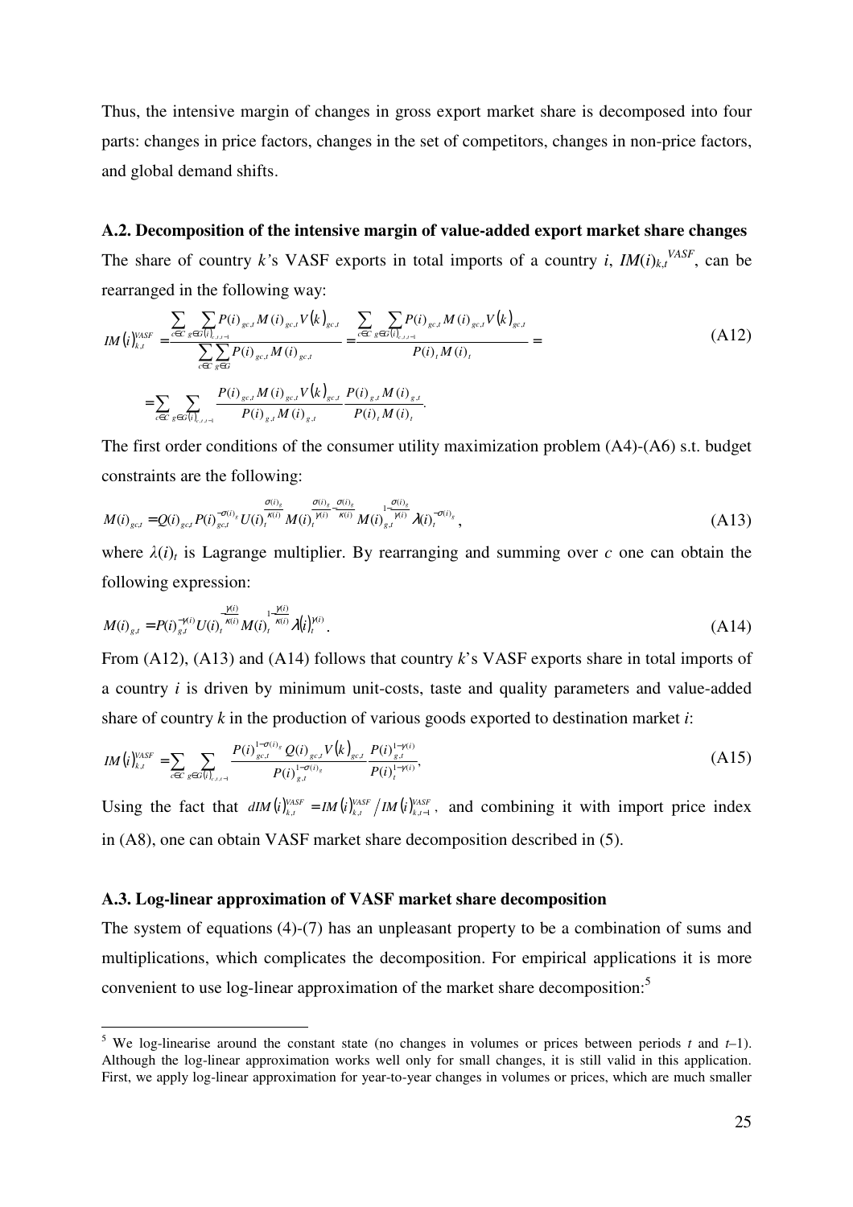Thus, the intensive margin of changes in gross export market share is decomposed into four parts: changes in price factors, changes in the set of competitors, changes in non-price factors, and global demand shifts.

### A.2. Decomposition of the intensive margin of value-added export market share changes

The share of country *k*'s VASF exports in total imports of a country *i*, $IM(i)_{k,t}^{VASF}$, can be rearranged in the following way:

$$IM(i)_{k,t}^{VASF} = \frac{\sum_{c \in C} \sum_{g \in G(i)_{c,t,t-1}} P(i)_{gc,t} M(i)_{gc,t} V(k)_{gc,t}}{\sum_{c \in C} \sum_{g \in G} P(i)_{gc,t} M(i)_{gc,t}} = \frac{\sum_{c \in C} \sum_{g \in G(i)_{c,t,t-1}} P(i)_{gc,t} M(i)_{gc,t} V(k)_{gc,t}}{P(i)_t M(i)_t} =$$

$$= \sum_{c \in C} \sum_{g \in G(i)_{c,t,t-1}} \frac{P(i)_{gc,t} M(i)_{gc,t} V(k)_{gc,t}}{P(i)_{g,t} M(i)_{g,t}} \frac{P(i)_{g,t} M(i)_{g,t}}{P(i)_t M(i)_t}. \tag{A12}$$

The first order conditions of the consumer utility maximization problem (A4)-(A6) s.t. budget constraints are the following:

$$M(i)_{gc,t} = Q(i)_{gc,t} P(i)_{gc,t}^{-\sigma(i)_g} U(i)_t^{\frac{\sigma(i)_g}{\kappa(i)}} M(i)_t^{\frac{\sigma(i)_g}{\gamma(i)} - \frac{\sigma(i)_g}{\kappa(i)}} M(i)_{g,t}^{1 - \frac{\sigma(i)_g}{\gamma(i)}} \lambda(i)_t^{-\sigma(i)_g}, \tag{A13}$$

where $\lambda(i)_t$ is Lagrange multiplier. By rearranging and summing over *c* one can obtain the following expression:

$$M(i)_{g,t} = P(i)_{g,t}^{-\gamma(i)} U(i)_t^{\frac{\gamma(i)}{\kappa(i)}} M(i)_t^{1 - \frac{\gamma(i)}{\kappa(i)}} \lambda(i)_t^{\gamma(i)}. \tag{A14}$$

From (A12), (A13) and (A14) follows that country *k*'s VASF exports share in total imports of a country *i* is driven by minimum unit-costs, taste and quality parameters and value-added share of country *k* in the production of various goods exported to destination market *i*:

$$IM(i)_{k,t}^{VASF} = \sum_{c \in C} \sum_{g \in G(i)_{c,t,t-1}} \frac{P(i)_{gc,t}^{1-\sigma(i)_g} Q(i)_{gc,t} V(k)_{gc,t}}{P(i)_{g,t}^{1-\sigma(i)_g}} \frac{P(i)_{g,t}^{1-\gamma(i)}}{P(i)_t^{1-\gamma(i)}}, \tag{A15}$$

Using the fact that $dIM(i)_{k,t}^{VASF} = IM(i)_{k,t}^{VASF} / IM(i)_{k,t-1}^{VASF}$, and combining it with import price index in (A8), one can obtain VASF market share decomposition described in (5).

### A.3. Log-linear approximation of VASF market share decomposition

The system of equations (4)-(7) has an unpleasant property to be a combination of sums and multiplications, which complicates the decomposition. For empirical applications it is more convenient to use log-linear approximation of the market share decomposition:[5]

---

[5] We log-linearise around the constant state (no changes in volumes or prices between periods *t* and *t*–1). Although the log-linear approximation works well only for small changes, it is still valid in this application. First, we apply log-linear approximation for year-to-year changes in volumes or prices, which are much smaller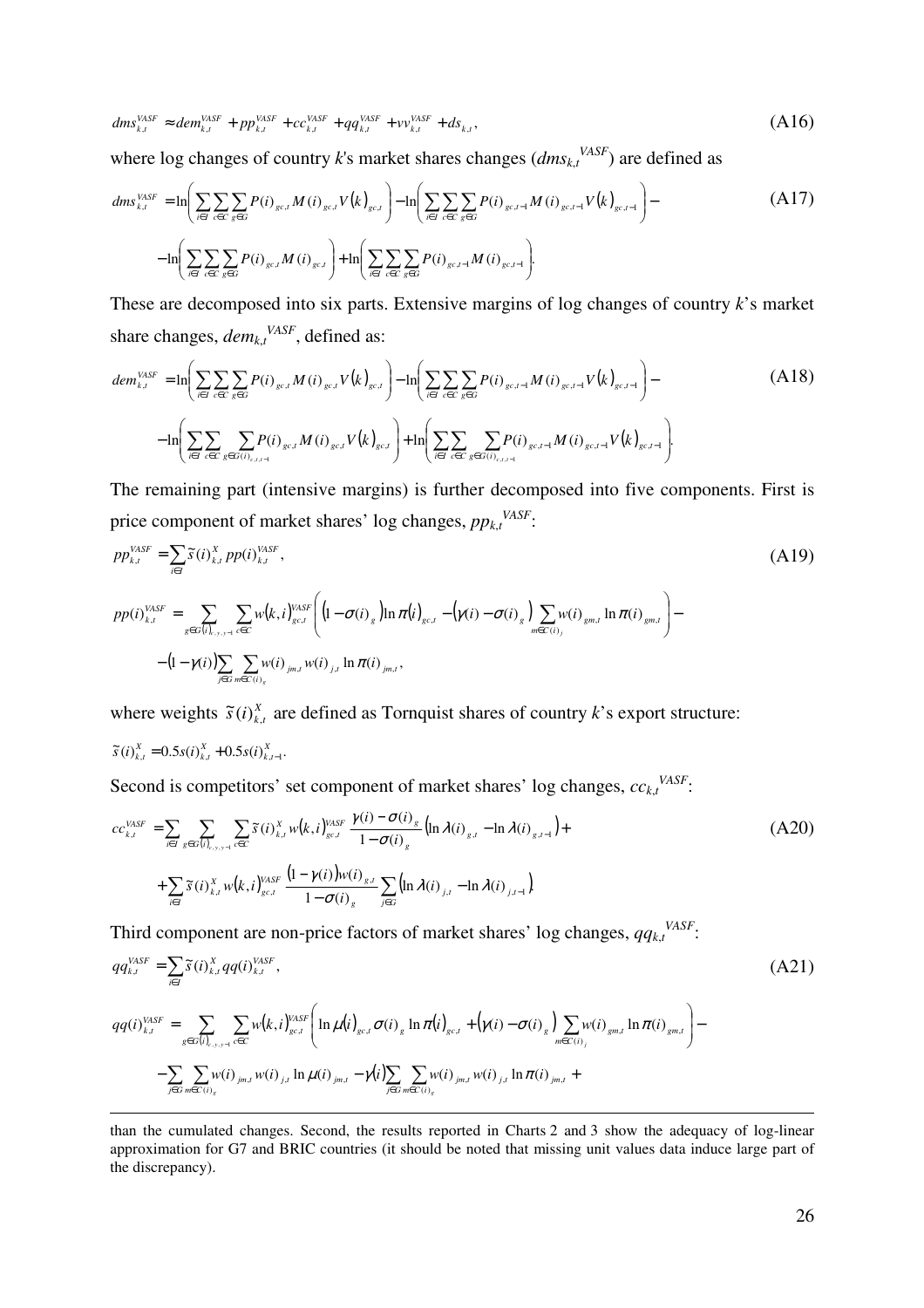$$dms_{k,t}^{VASF} \approx dem_{k,t}^{VASF} + pp_{k,t}^{VASF} + cc_{k,t}^{VASF} + qq_{k,t}^{VASF} + vv_{k,t}^{VASF} + ds_{k,t}, \tag{A16}$$

where log changes of country *k*'s market shares changes ($dms_{k,t}^{VASF}$) are defined as

$$dms_{k,t}^{VASF} = \ln\left(\sum_{i\in I}\sum_{c\in C}\sum_{g\in G} P(i)_{gc,t} M(i)_{gc,t} V(k)_{gc,t}\right) - \ln\left(\sum_{i\in I}\sum_{c\in C}\sum_{g\in G} P(i)_{gc,t-1} M(i)_{gc,t-1} V(k)_{gc,t-1}\right) - \tag{A17}$$

$$- \ln\left(\sum_{i\in I}\sum_{c\in C}\sum_{g\in G} P(i)_{gc,t} M(i)_{gc,t}\right) + \ln\left(\sum_{i\in I}\sum_{c\in C}\sum_{g\in G} P(i)_{gc,t-1} M(i)_{gc,t-1}\right).$$

These are decomposed into six parts. Extensive margins of log changes of country *k*'s market share changes, $dem_{k,t}^{VASF}$, defined as:

$$dem_{k,t}^{VASF} = \ln\left(\sum_{i\in I}\sum_{c\in C}\sum_{g\in G} P(i)_{gc,t} M(i)_{gc,t} V(k)_{gc,t}\right) - \ln\left(\sum_{i\in I}\sum_{c\in C}\sum_{g\in G} P(i)_{gc,t-1} M(i)_{gc,t-1} V(k)_{gc,t-1}\right) - \tag{A18}$$

$$- \ln\left(\sum_{i\in I}\sum_{c\in C}\sum_{g\in G(i)_{c,t,t-1}} P(i)_{gc,t} M(i)_{gc,t} V(k)_{gc,t}\right) + \ln\left(\sum_{i\in I}\sum_{c\in C}\sum_{g\in G(i)_{c,t,t-1}} P(i)_{gc,t-1} M(i)_{gc,t-1} V(k)_{gc,t-1}\right).$$

The remaining part (intensive margins) is further decomposed into five components. First is price component of market shares' log changes, $pp_{k,t}^{VASF}$:

$$pp_{k,t}^{VASF} = \sum_{i\in I} \tilde{s}(i)_{k,t}^{X} pp(i)_{k,t}^{VASF}, \tag{A19}$$

$$pp(i)_{k,t}^{VASF} = \sum_{g\in G(i)_{c,y,y-1}} \sum_{c\in C} w(k,i)_{gc,t}^{VASF}\left((1-\sigma(i)_g)\ln \pi(i)_{gc,t} - (\gamma(i)-\sigma(i)_g)\sum_{m\in C(i)_j} w(i)_{gm,t}\ln \pi(i)_{gm,t}\right) -$$

$$-(1-\gamma(i))\sum_{j\in G}\sum_{m\in C(i)_g} w(i)_{jm,t} w(i)_{j,t} \ln \pi(i)_{jm,t},$$

where weights $\tilde{s}(i)_{k,t}^{X}$ are defined as Tornquist shares of country *k*'s export structure:

$\tilde{s}(i)_{k,t}^{X} = 0.5 s(i)_{k,t}^{X} + 0.5 s(i)_{k,t-1}^{X}$.

Second is competitors' set component of market shares' log changes, $cc_{k,t}^{VASF}$:

$$cc_{k,t}^{VASF} = \sum_{i\in I}\sum_{g\in G(i)_{c,y,y-1}}\sum_{c\in C} \tilde{s}(i)_{k,t}^{X} w(k,i)_{gc,t}^{VASF} \frac{\gamma(i)-\sigma(i)_g}{1-\sigma(i)_g}\left(\ln\lambda(i)_{g,t} - \ln\lambda(i)_{g,t-1}\right) + \tag{A20}$$

$$+ \sum_{i\in I} \tilde{s}(i)_{k,t}^{X} w(k,i)_{gc,t}^{VASF} \frac{(1-\gamma(i))w(i)_{g,t}}{1-\sigma(i)_g}\sum_{j\in G}\left(\ln\lambda(i)_{j,t} - \ln\lambda(i)_{j,t-1}\right)$$

Third component are non-price factors of market shares' log changes, $qq_{k,t}^{VASF}$:

$$qq_{k,t}^{VASF} = \sum_{i\in I} \tilde{s}(i)_{k,t}^{X} qq(i)_{k,t}^{VASF}, \tag{A21}$$

$$qq(i)_{k,t}^{VASF} = \sum_{g\in G(i)_{c,y,y-1}}\sum_{c\in C} w(k,i)_{gc,t}^{VASF}\left(\ln\mu(i)_{gc,t}\sigma(i)_g \ln\pi(i)_{gc,t} + (\gamma(i)-\sigma(i)_g)\sum_{m\in C(i)_j} w(i)_{gm,t}\ln\pi(i)_{gm,t}\right) -$$

$$-\sum_{j\in G}\sum_{m\in C(i)_g} w(i)_{jm,t} w(i)_{j,t}\ln\mu(i)_{jm,t} - \gamma(i)\sum_{j\in G}\sum_{m\in C(i)_g} w(i)_{jm,t} w(i)_{j,t}\ln\pi(i)_{jm,t} +$$

---

than the cumulated changes. Second, the results reported in Charts 2 and 3 show the adequacy of log-linear approximation for G7 and BRIC countries (it should be noted that missing unit values data induce large part of the discrepancy).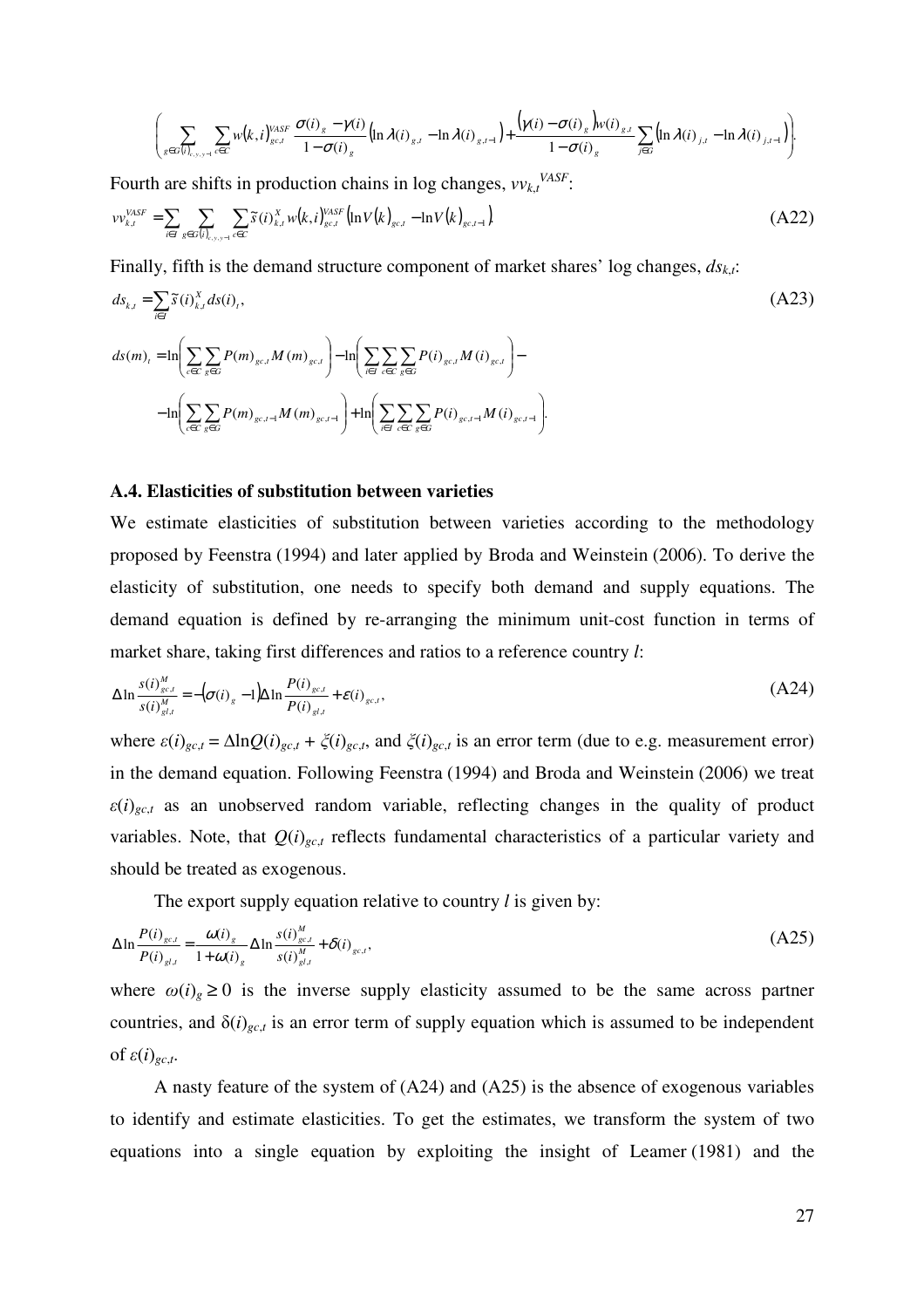$$\left( \sum_{g \in G(i)_{c,y,y-1}} \sum_{c \in C} w(k,i)^{VASF}_{gc,t} \frac{\sigma(i)_g - \gamma(i)}{1-\sigma(i)_g} \left( \ln \lambda(i)_{g,t} - \ln \lambda(i)_{g,t-1} \right) + \frac{\left(\gamma(i) - \sigma(i)_g\right) w(i)_{g,t}}{1-\sigma(i)_g} \sum_{j \in G} \left( \ln \lambda(i)_{j,t} - \ln \lambda(i)_{j,t-1} \right) \right).$$

Fourth are shifts in production chains in log changes, $vv_{k,t}^{VASF}$:

$$vv^{VASF}_{k,t} = \sum_{i \in I} \sum_{g \in G(i)_{c,y,y-1}} \sum_{c \in C} \tilde{s}(i)^X_{k,t} w(k,i)^{VASF}_{gc,t} \left( \ln V(k)_{gc,t} - \ln V(k)_{gc,t-1} \right). \tag{A22}$$

Finally, fifth is the demand structure component of market shares' log changes, $ds_{k,t}$:

$$ds_{k,t} = \sum_{i \in I} \tilde{s}(i)^X_{k,t} ds(i)_t, \tag{A23}$$

$$ds(m)_t = \ln\left( \sum_{c \in C} \sum_{g \in G} P(m)_{gc,t} M(m)_{gc,t} \right) - \ln\left( \sum_{i \in I} \sum_{c \in C} \sum_{g \in G} P(i)_{gc,t} M(i)_{gc,t} \right) -$$

$$- \ln\left( \sum_{c \in C} \sum_{g \in G} P(m)_{gc,t-1} M(m)_{gc,t-1} \right) + \ln\left( \sum_{i \in I} \sum_{c \in C} \sum_{g \in G} P(i)_{gc,t-1} M(i)_{gc,t-1} \right).$$

### A.4. Elasticities of substitution between varieties

We estimate elasticities of substitution between varieties according to the methodology proposed by Feenstra (1994) and later applied by Broda and Weinstein (2006). To derive the elasticity of substitution, one needs to specify both demand and supply equations. The demand equation is defined by re-arranging the minimum unit-cost function in terms of market share, taking first differences and ratios to a reference country $l$:

$$\Delta \ln \frac{s(i)^M_{gc,t}}{s(i)^M_{gl,t}} = -\left(\sigma(i)_g - 1\right) \Delta \ln \frac{P(i)_{gc,t}}{P(i)_{gl,t}} + \varepsilon(i)_{gc,t}, \tag{A24}$$

where $\varepsilon(i)_{gc,t} = \Delta \ln Q(i)_{gc,t} + \xi(i)_{gc,t}$, and $\xi(i)_{gc,t}$ is an error term (due to e.g. measurement error) in the demand equation. Following Feenstra (1994) and Broda and Weinstein (2006) we treat $\varepsilon(i)_{gc,t}$ as an unobserved random variable, reflecting changes in the quality of product variables. Note, that $Q(i)_{gc,t}$ reflects fundamental characteristics of a particular variety and should be treated as exogenous.

The export supply equation relative to country $l$ is given by:

$$\Delta \ln \frac{P(i)_{gc,t}}{P(i)_{gl,t}} = \frac{\omega(i)_g}{1+\omega(i)_g} \Delta \ln \frac{s(i)^M_{gc,t}}{s(i)^M_{gl,t}} + \delta(i)_{gc,t}, \tag{A25}$$

where $\omega(i)_g \geq 0$ is the inverse supply elasticity assumed to be the same across partner countries, and $\delta(i)_{gc,t}$ is an error term of supply equation which is assumed to be independent of $\varepsilon(i)_{gc,t}$.

A nasty feature of the system of (A24) and (A25) is the absence of exogenous variables to identify and estimate elasticities. To get the estimates, we transform the system of two equations into a single equation by exploiting the insight of Leamer (1981) and the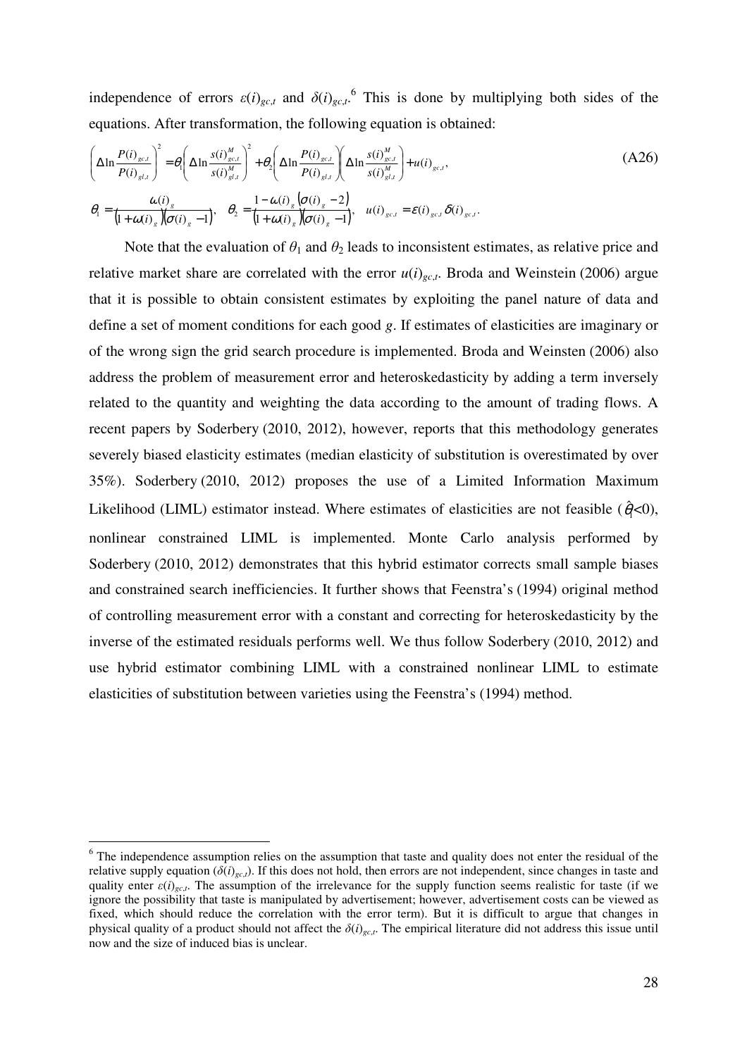independence of errors $\varepsilon(i)_{gc,t}$ and $\delta(i)_{gc,t}$.[6] This is done by multiplying both sides of the equations. After transformation, the following equation is obtained:

$$\left(\Delta\ln\frac{P(i)_{gc,t}}{P(i)_{gl,t}}\right)^2 = \theta_1\left(\Delta\ln\frac{s(i)^M_{gc,t}}{s(i)^M_{gl,t}}\right)^2 + \theta_2\left(\Delta\ln\frac{P(i)_{gc,t}}{P(i)_{gl,t}}\right)\left(\Delta\ln\frac{s(i)^M_{gc,t}}{s(i)^M_{gl,t}}\right) + u(i)_{gc,t}, \tag{A26}$$

$$\theta_1 = \frac{\omega(i)_g}{\left(1+\omega(i)_g\right)\left(\sigma(i)_g - 1\right)}, \quad \theta_2 = \frac{1-\omega(i)_g\left(\sigma(i)_g - 2\right)}{\left(1+\omega(i)_g\right)\left(\sigma(i)_g - 1\right)}, \quad u(i)_{gc,t} = \varepsilon(i)_{gc,t}\delta(i)_{gc,t}.$$

Note that the evaluation of $\theta_1$ and $\theta_2$ leads to inconsistent estimates, as relative price and relative market share are correlated with the error $u(i)_{gc,t}$. Broda and Weinstein (2006) argue that it is possible to obtain consistent estimates by exploiting the panel nature of data and define a set of moment conditions for each good $g$. If estimates of elasticities are imaginary or of the wrong sign the grid search procedure is implemented. Broda and Weinsten (2006) also address the problem of measurement error and heteroskedasticity by adding a term inversely related to the quantity and weighting the data according to the amount of trading flows. A recent papers by Soderbery (2010, 2012), however, reports that this methodology generates severely biased elasticity estimates (median elasticity of substitution is overestimated by over 35%). Soderbery (2010, 2012) proposes the use of a Limited Information Maximum Likelihood (LIML) estimator instead. Where estimates of elasticities are not feasible ($\hat{\theta}_1$<0), nonlinear constrained LIML is implemented. Monte Carlo analysis performed by Soderbery (2010, 2012) demonstrates that this hybrid estimator corrects small sample biases and constrained search inefficiencies. It further shows that Feenstra's (1994) original method of controlling measurement error with a constant and correcting for heteroskedasticity by the inverse of the estimated residuals performs well. We thus follow Soderbery (2010, 2012) and use hybrid estimator combining LIML with a constrained nonlinear LIML to estimate elasticities of substitution between varieties using the Feenstra's (1994) method.

---

[6] The independence assumption relies on the assumption that taste and quality does not enter the residual of the relative supply equation ($\delta(i)_{gc,t}$). If this does not hold, then errors are not independent, since changes in taste and quality enter $\varepsilon(i)_{gc,t}$. The assumption of the irrelevance for the supply function seems realistic for taste (if we ignore the possibility that taste is manipulated by advertisement; however, advertisement costs can be viewed as fixed, which should reduce the correlation with the error term). But it is difficult to argue that changes in physical quality of a product should not affect the $\delta(i)_{gc,t}$. The empirical literature did not address this issue until now and the size of induced bias is unclear.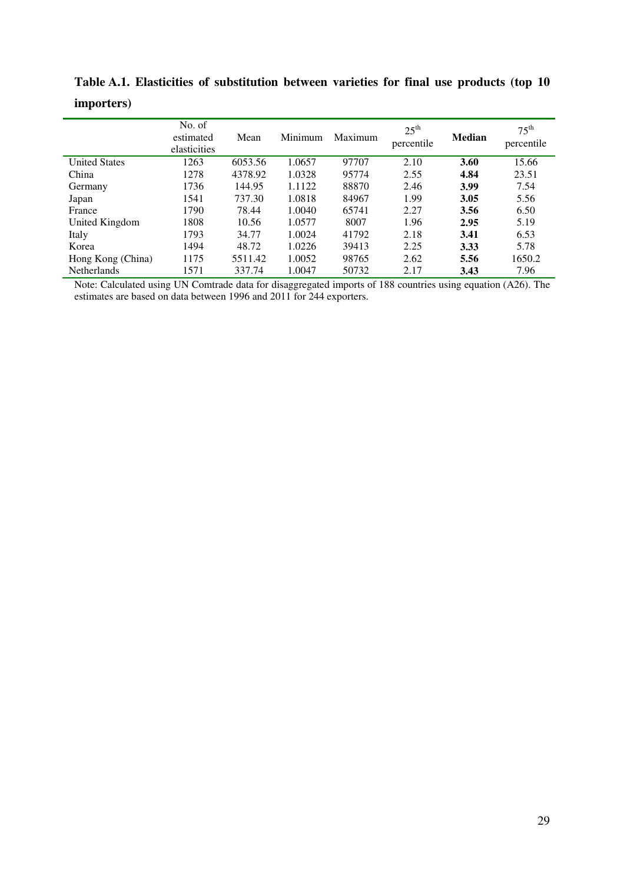**Table A.1. Elasticities of substitution between varieties for final use products (top 10 importers)**

| | No. of estimated elasticities | Mean | Minimum | Maximum | $25^{th}$ percentile | **Median** | $75^{th}$ percentile |
|---|---|---|---|---|---|---|---|
| United States | 1263 | 6053.56 | 1.0657 | 97707 | 2.10 | **3.60** | 15.66 |
| China | 1278 | 4378.92 | 1.0328 | 95774 | 2.55 | **4.84** | 23.51 |
| Germany | 1736 | 144.95 | 1.1122 | 88870 | 2.46 | **3.99** | 7.54 |
| Japan | 1541 | 737.30 | 1.0818 | 84967 | 1.99 | **3.05** | 5.56 |
| France | 1790 | 78.44 | 1.0040 | 65741 | 2.27 | **3.56** | 6.50 |
| United Kingdom | 1808 | 10.56 | 1.0577 | 8007 | 1.96 | **2.95** | 5.19 |
| Italy | 1793 | 34.77 | 1.0024 | 41792 | 2.18 | **3.41** | 6.53 |
| Korea | 1494 | 48.72 | 1.0226 | 39413 | 2.25 | **3.33** | 5.78 |
| Hong Kong (China) | 1175 | 5511.42 | 1.0052 | 98765 | 2.62 | **5.56** | 1650.2 |
| Netherlands | 1571 | 337.74 | 1.0047 | 50732 | 2.17 | **3.43** | 7.96 |

Note: Calculated using UN Comtrade data for disaggregated imports of 188 countries using equation (A26). The estimates are based on data between 1996 and 2011 for 244 exporters.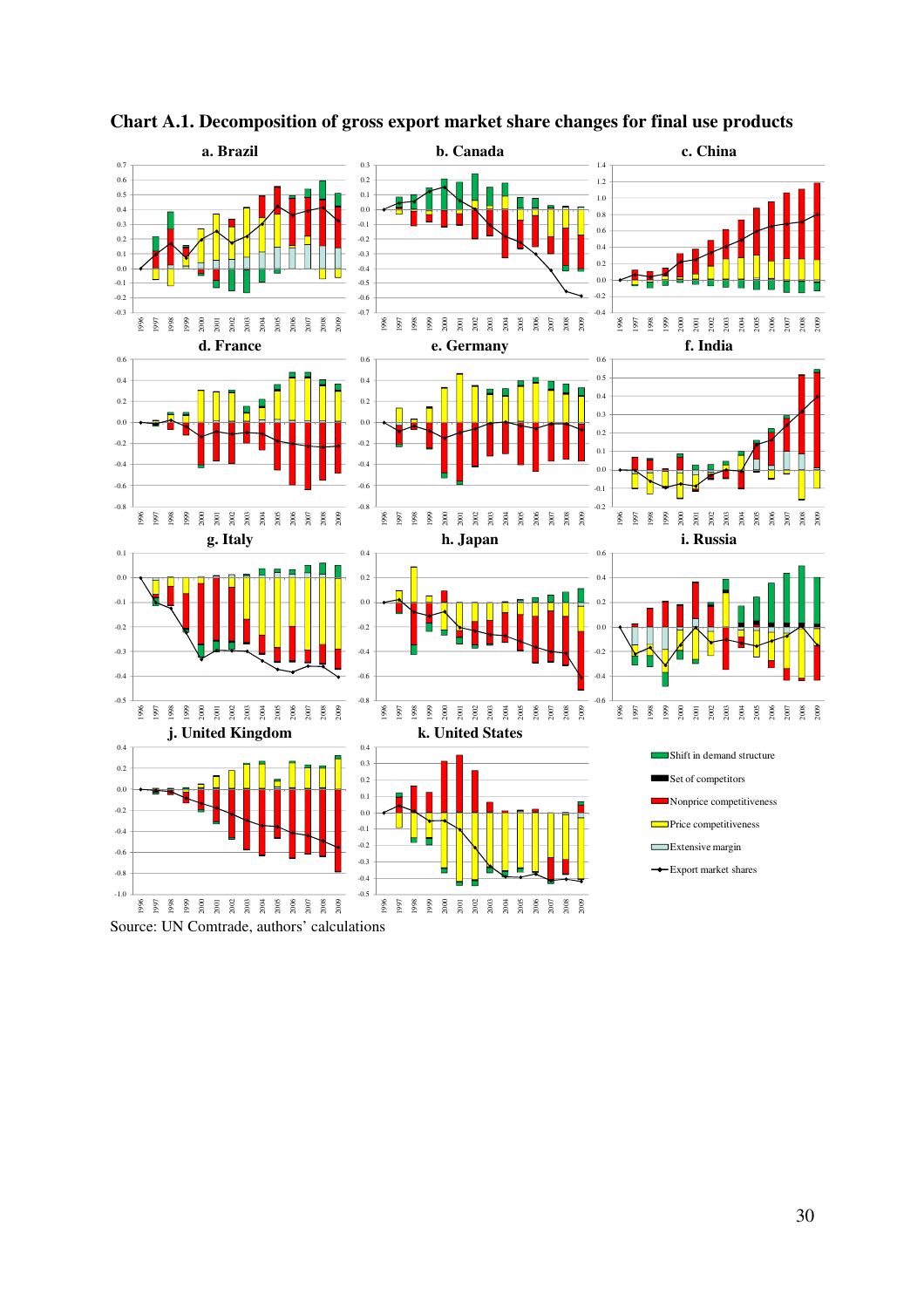**Chart A.1. Decomposition of gross export market share changes for final use products**

a. Brazil

0.7
0.6
0.5
0.4
0.3
0.2
0.1
0.0
-0.1
-0.2
-0.3

b. Canada

0.3
0.2
0.1
0.0
-0.1
-0.2
-0.3
-0.4
-0.5
-0.6
-0.7

c. China

1.4
1.2
1.0
0.8
0.6
0.4
0.2
0.0
-0.2
-0.4

d. France

0.6
0.4
0.2
0.0
-0.2
-0.4
-0.6
-0.8

e. Germany

0.6
0.4
0.2
0.0
-0.2
-0.4
-0.6
-0.8

f. India

0.6
0.5
0.4
0.3
0.2
0.1
0.0
-0.1
-0.2

g. Italy

0.1
0.0
-0.1
-0.2
-0.3
-0.4
-0.5

h. Japan

0.4
0.2
0.0
-0.2
-0.4
-0.6
-0.8

i. Russia

0.6
0.4
0.2
0.0
-0.2
-0.4
-0.6

j. United Kingdom

0.4
0.2
0.0
-0.2
-0.4
-0.6
-0.8
-1.0

k. United States

0.4
0.3
0.2
0.1
0.0
-0.1
-0.2
-0.3
-0.4
-0.5

1996 1997 1998 1999 2000 2001 2002 2003 2004 2005 2006 2007 2008 2009

Shift in demand structure
Set of competitors
Nonprice competitiveness
Price competitiveness
Extensive margin
Export market shares

Source: UN Comtrade, authors' calculations